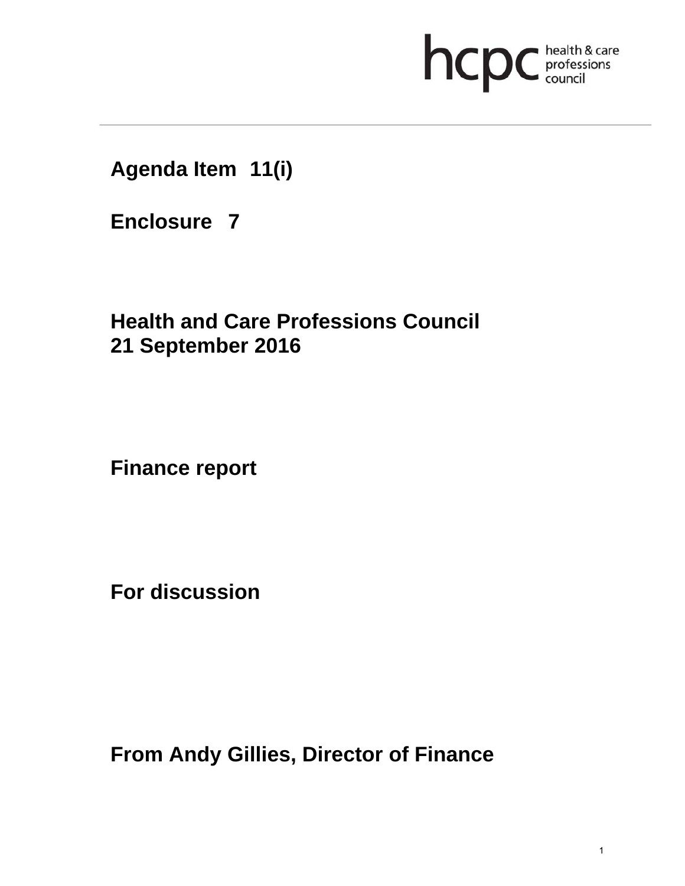hcpc health & care professions council

**Agenda Item 11(i)**

**Enclosure 7**

**Health and Care Professions Council**
**21 September 2016**

# Finance report

**For discussion**

**From Andy Gillies, Director of Finance**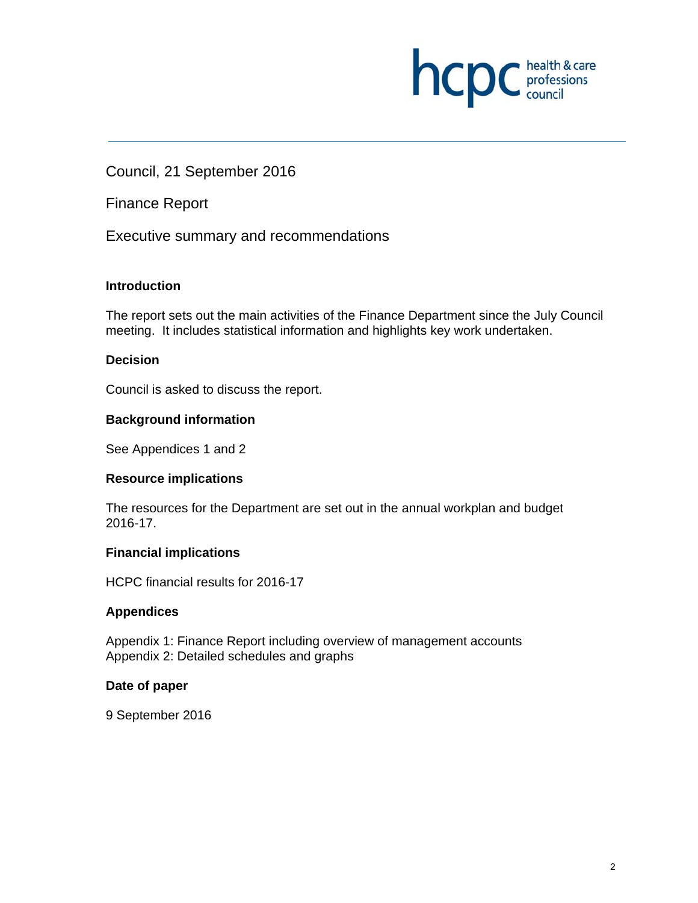Council, 21 September 2016

Finance Report

Executive summary and recommendations

**Introduction**

The report sets out the main activities of the Finance Department since the July Council meeting. It includes statistical information and highlights key work undertaken.

**Decision**

Council is asked to discuss the report.

**Background information**

See Appendices 1 and 2

**Resource implications**

The resources for the Department are set out in the annual workplan and budget 2016-17.

**Financial implications**

HCPC financial results for 2016-17

**Appendices**

Appendix 1: Finance Report including overview of management accounts
Appendix 2: Detailed schedules and graphs

**Date of paper**

9 September 2016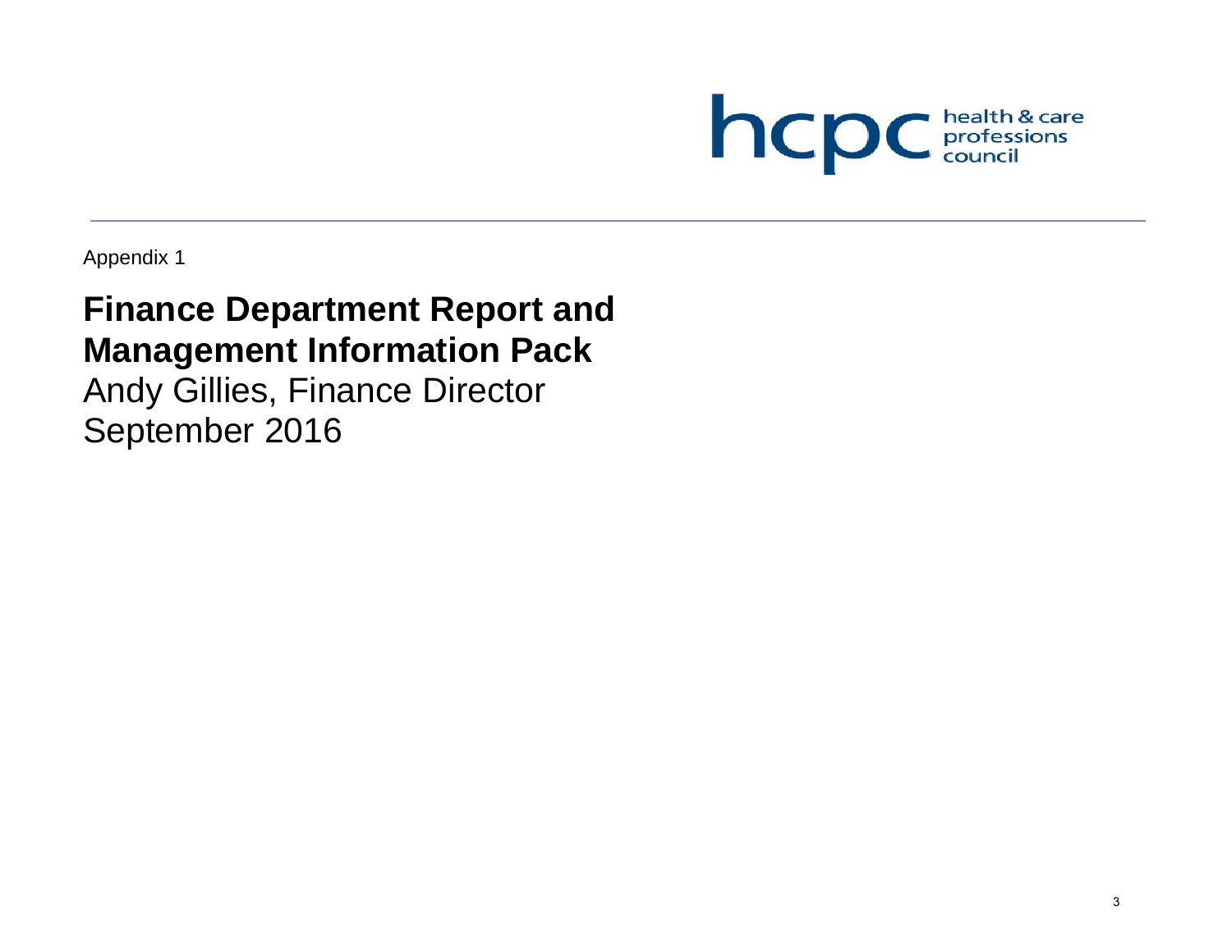Appendix 1

# Finance Department Report and Management Information Pack

Andy Gillies, Finance Director

September 2016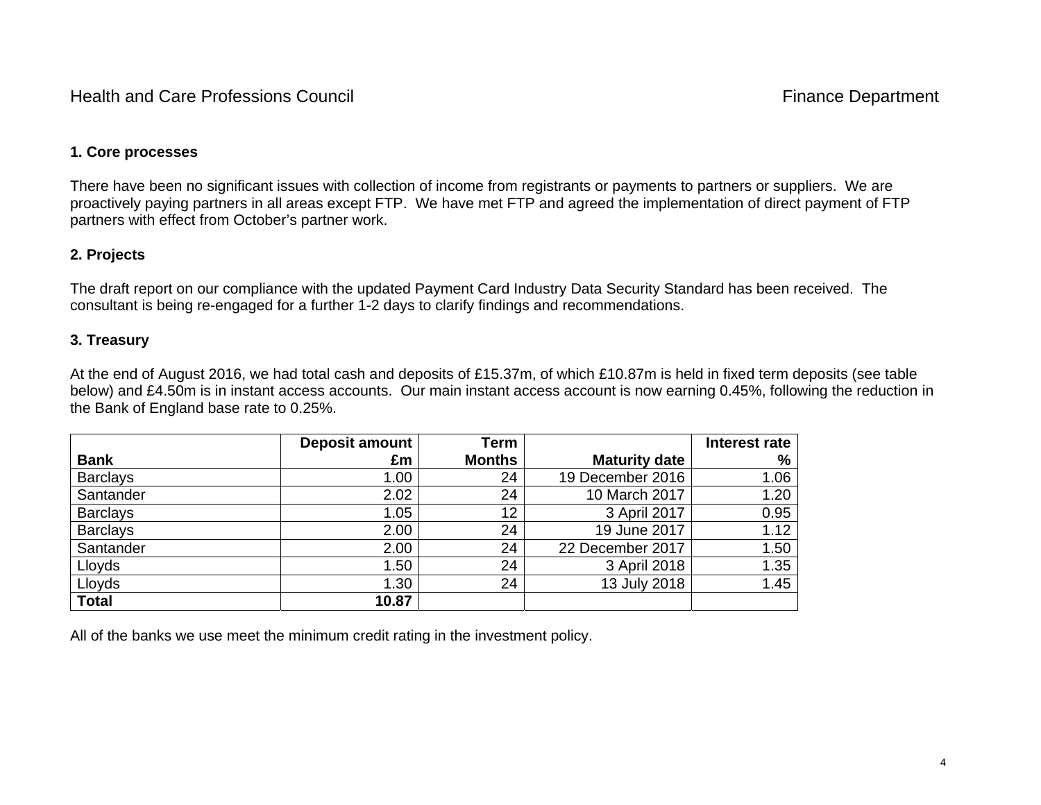## 1. Core processes

There have been no significant issues with collection of income from registrants or payments to partners or suppliers. We are proactively paying partners in all areas except FTP. We have met FTP and agreed the implementation of direct payment of FTP partners with effect from October's partner work.

## 2. Projects

The draft report on our compliance with the updated Payment Card Industry Data Security Standard has been received. The consultant is being re-engaged for a further 1-2 days to clarify findings and recommendations.

## 3. Treasury

At the end of August 2016, we had total cash and deposits of £15.37m, of which £10.87m is held in fixed term deposits (see table below) and £4.50m is in instant access accounts. Our main instant access account is now earning 0.45%, following the reduction in the Bank of England base rate to 0.25%.

| Bank | Deposit amount £m | Term Months | Maturity date | Interest rate % |
|---|---|---|---|---|
| Barclays | 1.00 | 24 | 19 December 2016 | 1.06 |
| Santander | 2.02 | 24 | 10 March 2017 | 1.20 |
| Barclays | 1.05 | 12 | 3 April 2017 | 0.95 |
| Barclays | 2.00 | 24 | 19 June 2017 | 1.12 |
| Santander | 2.00 | 24 | 22 December 2017 | 1.50 |
| Lloyds | 1.50 | 24 | 3 April 2018 | 1.35 |
| Lloyds | 1.30 | 24 | 13 July 2018 | 1.45 |
| **Total** | **10.87** | | | |

All of the banks we use meet the minimum credit rating in the investment policy.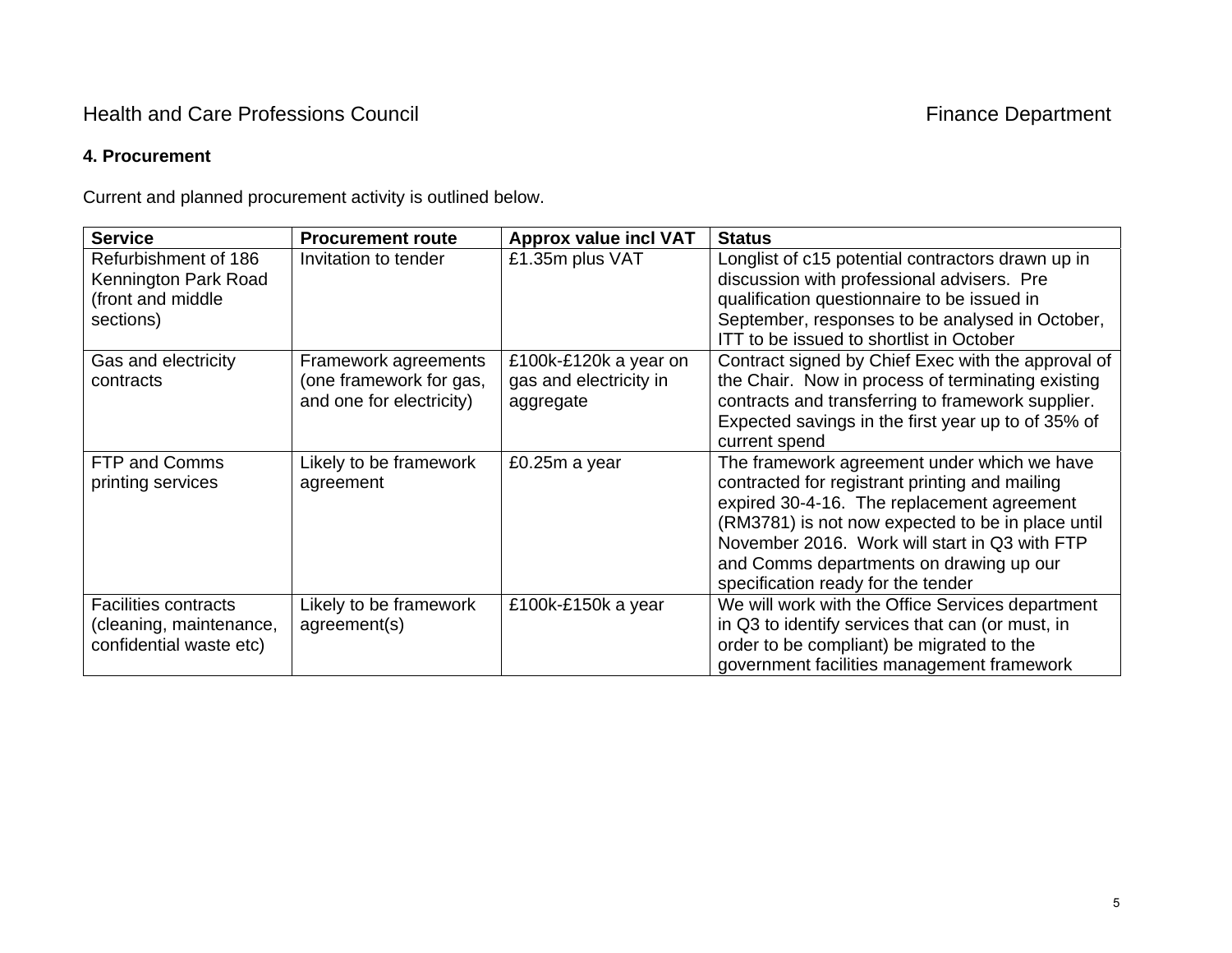Health and Care Professions Council Finance Department

#### 4. Procurement

Current and planned procurement activity is outlined below.

| Service | Procurement route | Approx value incl VAT | Status |
|---|---|---|---|
| Refurbishment of 186 Kennington Park Road (front and middle sections) | Invitation to tender | £1.35m plus VAT | Longlist of c15 potential contractors drawn up in discussion with professional advisers. Pre qualification questionnaire to be issued in September, responses to be analysed in October, ITT to be issued to shortlist in October |
| Gas and electricity contracts | Framework agreements (one framework for gas, and one for electricity) | £100k-£120k a year on gas and electricity in aggregate | Contract signed by Chief Exec with the approval of the Chair. Now in process of terminating existing contracts and transferring to framework supplier. Expected savings in the first year up to of 35% of current spend |
| FTP and Comms printing services | Likely to be framework agreement | £0.25m a year | The framework agreement under which we have contracted for registrant printing and mailing expired 30-4-16. The replacement agreement (RM3781) is not now expected to be in place until November 2016. Work will start in Q3 with FTP and Comms departments on drawing up our specification ready for the tender |
| Facilities contracts (cleaning, maintenance, confidential waste etc) | Likely to be framework agreement(s) | £100k-£150k a year | We will work with the Office Services department in Q3 to identify services that can (or must, in order to be compliant) be migrated to the government facilities management framework |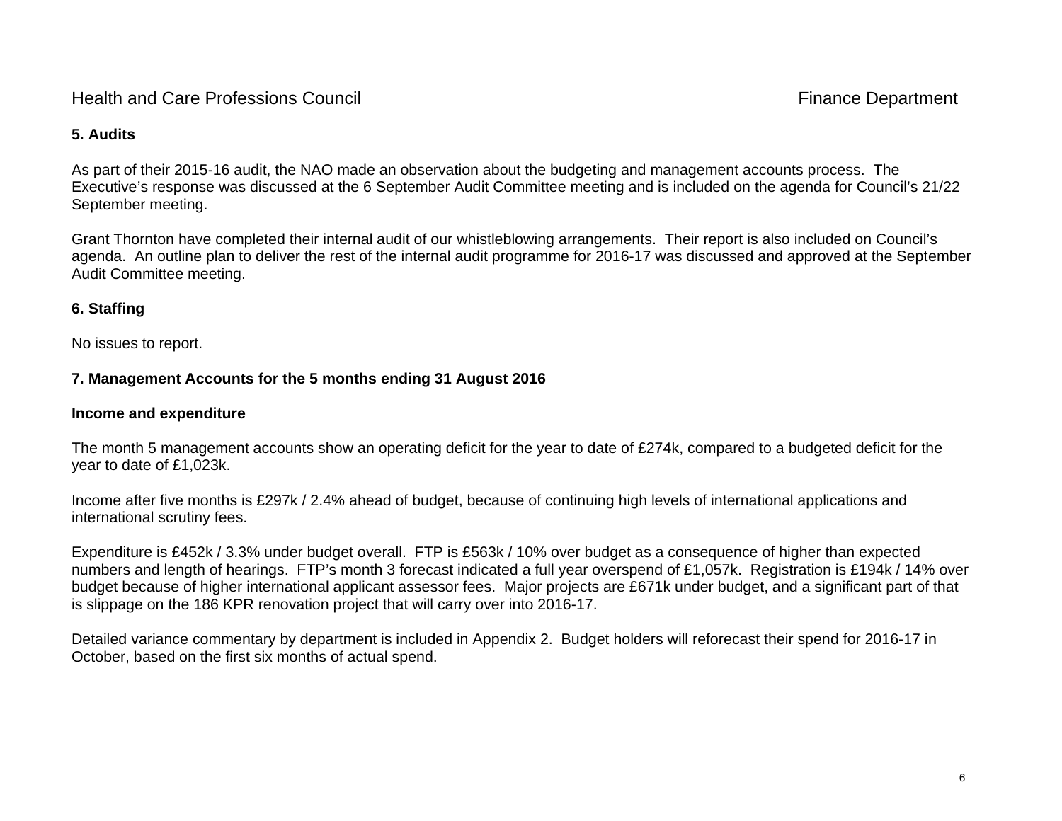## 5. Audits

As part of their 2015-16 audit, the NAO made an observation about the budgeting and management accounts process. The Executive's response was discussed at the 6 September Audit Committee meeting and is included on the agenda for Council's 21/22 September meeting.

Grant Thornton have completed their internal audit of our whistleblowing arrangements. Their report is also included on Council's agenda. An outline plan to deliver the rest of the internal audit programme for 2016-17 was discussed and approved at the September Audit Committee meeting.

## 6. Staffing

No issues to report.

## 7. Management Accounts for the 5 months ending 31 August 2016

### Income and expenditure

The month 5 management accounts show an operating deficit for the year to date of £274k, compared to a budgeted deficit for the year to date of £1,023k.

Income after five months is £297k / 2.4% ahead of budget, because of continuing high levels of international applications and international scrutiny fees.

Expenditure is £452k / 3.3% under budget overall. FTP is £563k / 10% over budget as a consequence of higher than expected numbers and length of hearings. FTP's month 3 forecast indicated a full year overspend of £1,057k. Registration is £194k / 14% over budget because of higher international applicant assessor fees. Major projects are £671k under budget, and a significant part of that is slippage on the 186 KPR renovation project that will carry over into 2016-17.

Detailed variance commentary by department is included in Appendix 2. Budget holders will reforecast their spend for 2016-17 in October, based on the first six months of actual spend.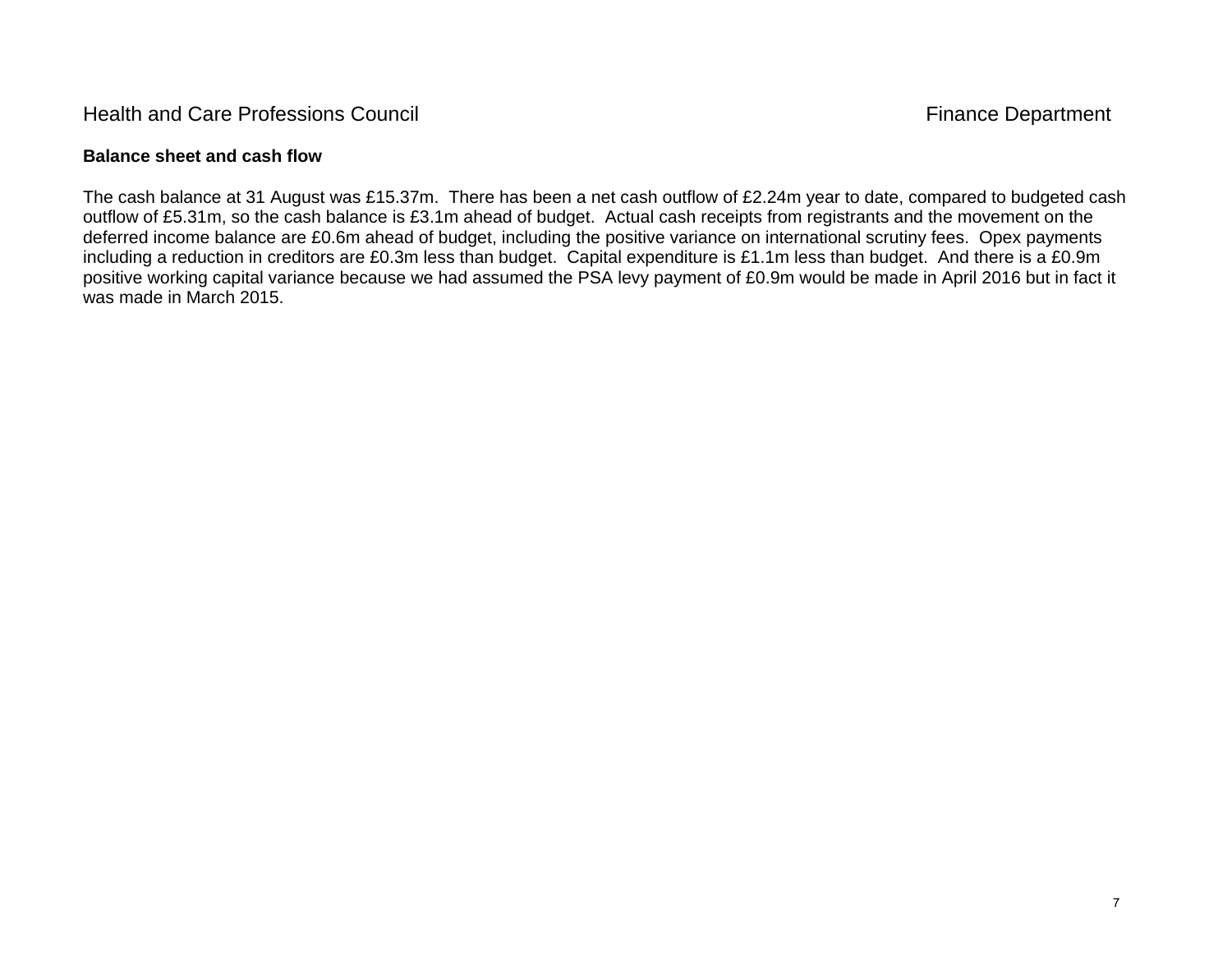## Balance sheet and cash flow

The cash balance at 31 August was £15.37m. There has been a net cash outflow of £2.24m year to date, compared to budgeted cash outflow of £5.31m, so the cash balance is £3.1m ahead of budget. Actual cash receipts from registrants and the movement on the deferred income balance are £0.6m ahead of budget, including the positive variance on international scrutiny fees. Opex payments including a reduction in creditors are £0.3m less than budget. Capital expenditure is £1.1m less than budget. And there is a £0.9m positive working capital variance because we had assumed the PSA levy payment of £0.9m would be made in April 2016 but in fact it was made in March 2015.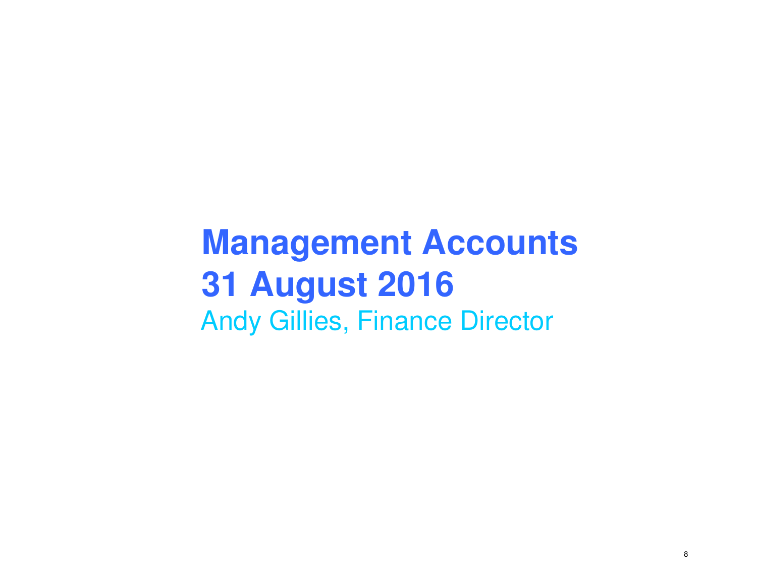# Management Accounts
# 31 August 2016

Andy Gillies, Finance Director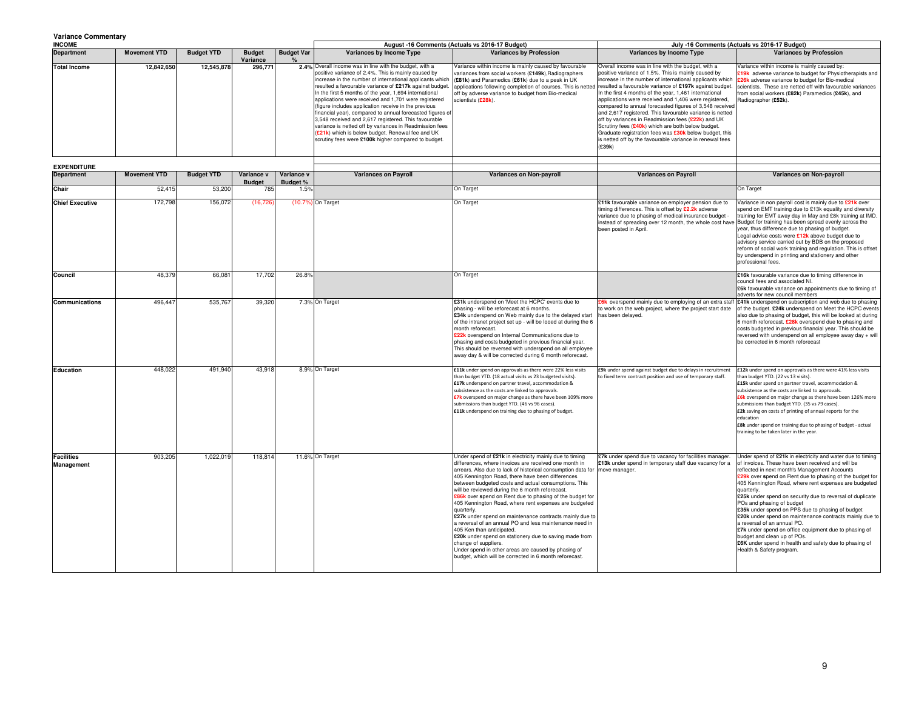# Variance Commentary

## INCOME

| Department | Movement YTD | Budget YTD | Budget Variance | Budget Var % | August -16 Comments (Actuals vs 2016-17 Budget): Variances by Income Type | August -16 Comments (Actuals vs 2016-17 Budget): Variances by Profession | July -16 Comments (Actuals vs 2016-17 Budget): Variances by Income Type | July -16 Comments (Actuals vs 2016-17 Budget): Variances by Profession |
|---|---|---|---|---|---|---|---|---|
| **Total Income** | 12,842,650 | 12,545,878 | 296,771 | 2.4% | Overall income was in line with the budget, with a positive variance of 2.4%. This is mainly caused by increase in the number of international applicants which resulted a favourable variance of **£217k** against budget. In the first 5 months of the year, 1,694 international applications were received and 1,701 were registered (figure includes application receive in the previous financial year), compared to annual forecasted figures of 3,548 received and 2,617 registered. This favourable variance is netted off by variances in Readmission fees (**£21k**) which is below budget. Renewal fee and UK scrutiny fees were **£100k** higher compared to budget. | Variance within income is mainly caused by favourable variances from social workers (**£149k**),Radiographers (**£81k**) and Paramedics (**£61k**) due to a peak in UK applications following completion of courses. This is netted off by adverse variance to budget from Bio-medical scientists (**£28k**). | Overall income was in line with the budget, with a positive variance of 1.5%. This is mainly caused by increase in the number of international applicants which resulted a favourable variance of **£197k** against budget. In the first 4 months of the year, 1,461 international applications were received and 1,406 were registered, compared to annual forecasted figures of 3,548 received and 2,617 registered. This favourable variance is netted off by variances in Readmission fees (**£22k**) and UK Scrutiny fees (**£40k**) which are both below budget. Graduate registration fees was **£30k** below budget, this is netted off by the favourable variance in renewal fees (**£39k**) | Variance within income is mainly caused by: **£19k** adverse variance to budget for Physiotherapists and **£26k** adverse variance to budget for Bio-medical scientists. These are netted off with favourable variances from social workers (**£82k**) Paramedics (**£45k**), and Radiographer (**£52k**). |

## EXPENDITURE

| Department | Movement YTD | Budget YTD | Variance v Budget | Variance v Budget % | August -16: Variances on Payroll | August -16: Variances on Non-payroll | July -16: Variances on Payroll | July -16: Variances on Non-payroll |
|---|---|---|---|---|---|---|---|---|
| **Chair** | 52,415 | 53,200 | 785 | 1.5% | | On Target | | On Target |
| **Chief Executive** | 172,798 | 156,072 | (16,726) | (10.7%) | On Target | On Target | **£11k** favourable variance on employer pension due to timing differences. This is offset by **£2.2k** adverse variance due to phasing of medical insurance budget - instead of spreading over 12 month, the whole cost have been posted in April. | Variance in non payroll cost is mainly due to **£21k** over spend on EMT training due to £13k equality and diversity training for EMT away day in May and £8k training at IMD. Budget for training has been spread evenly across the year, thus difference due to phasing of budget. Legal advise costs were **£12k** above budget due to advisory service carried out by BDB on the proposed reform of social work training and regulation. This is offset by underspend in printing and stationery and other professional fees. |
| **Council** | 48,379 | 66,081 | 17,702 | 26.8% | | On Target | | **£16k** favourable variance due to timing difference in council fees and associated NI. **£6k** favourable variance on appointments due to timing of adverts for new council members |
| **Communications** | 496,447 | 535,767 | 39,320 | 7.3% | On Target | **£31k** underspend on 'Meet the HCPC' events due to phasing - will be reforecast at 6 months. **£34k** underspend on Web mainly due to the delayed start of the intranet project set up - will be looed at during the 6 month reforecast. **£22k** overspend on Internal Communications due to phasing and costs budgeted in previous financial year. This should be reversed with underspend on all employee away day & will be corrected during 6 month reforecast. | **£6k** overspend mainly due to employing of an extra staff to work on the web project, where the project start date has been delayed. | **£41k** underspend on subscription and web due to phasing of the budget. **£24k** underspend on Meet the HCPC events also due to phasing of budget, this will be looked at during 6 month reforecast. **£28k** overspend due to phasing and costs budgeted in previous financial year. This should be reversed with underspend on all employee away day + will be corrected in 6 month reforecast |
| **Education** | 448,022 | 491,940 | 43,918 | 8.9% | On Target | **£11k** under spend on approvals as there were 22% less visits than budget YTD. (18 actual visits vs 23 budgeted visits). **£17k** underspend on partner travel, accommodation & subsistence as the costs are linked to approvals. **£7k** overspend on major change as there have been 109% more submissions than budget YTD. (46 vs 96 cases). **£11k** underspend on training due to phasing of budget. | **£9k** under spend against budget due to delays in recruitment to fixed term contract position and use of temporary staff. | **£12k** under spend on approvals as there were 41% less visits than budget YTD. (22 vs 13 visits). **£15k** under spend on partner travel, accommodation & subsistence as the costs are linked to approvals. **£6k** overspend on major change as there have been 126% more submissions than budget YTD. (35 vs 79 cases). **£2k** saving on costs of printing of annual reports for the education **£8k** under spend on training due to phasing of budget - actual training to be taken later in the year. |
| **Facilities Management** | 903,205 | 1,022,019 | 118,814 | 11.6% | On Target | Under spend of **£21k** in electricity mainly due to timing differences, where invoices are received one month in arrears. Also due to lack of historical consumption data for 405 Kennington Road, there have been differences between budgeted costs and actual consumptions. This will be reviewed during the 6 month reforecast. **£86k** over **s**pend on Rent due to phasing of the budget for 405 Kennington Road, where rent expenses are budgeted quarterly. **£27k** under spend on maintenance contracts mainly due to a reversal of an annual PO and less maintenance need in 405 Ken than anticipated. **£20k** under spend on stationery due to saving made from change of suppliers. Under spend in other areas are caused by phasing of budget, which will be corrected in 6 month reforecast. | **£7k** under spend due to vacancy for facilities manager. **£13k** under spend in temporary staff due vacancy for a move manager. | Under spend of **£21k** in electricity and water due to timing of invoices. These have been received and will be reflected in next month's Management Accounts **£29k** over **s**pend on Rent due to phasing of the budget for 405 Kennington Road, where rent expenses are budgeted quarterly. **£25k** under spend on security due to reversal of duplicate POs and phasing of budget **£35k** under spend on PPS due to phasing of budget **£20k** under spend on maintenance contracts mainly due to a reversal of an annual PO. **£7k** under spend on office equipment due to phasing of budget and clean up of POs. **£6K** under spend in health and safety due to phasing of Health & Safety program. |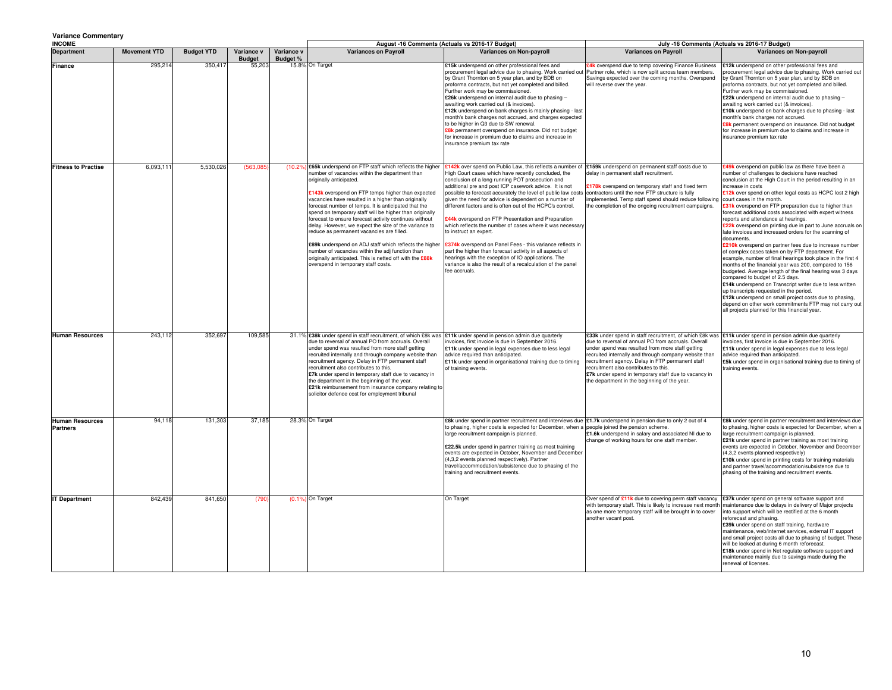**Variance Commentary**

**INCOME**

| Department | Movement YTD | Budget YTD | Variance v Budget | Variance v Budget % | August -16 Comments (Actuals vs 2016-17 Budget) | | July -16 Comments (Actuals vs 2016-17 Budget) | |
|---|---|---|---|---|---|---|---|---|
| | | | | | Variances on Payroll | Variances on Non-payroll | Variances on Payroll | Variances on Non-payroll |
| **Finance** | 295,214 | 350,417 | 55,203 | 15.8% | On Target | **£15k** underspend on other professional fees and procurement legal advice due to phasing. Work carried out by Grant Thornton on 5 year plan, and by BDB on proforma contracts, but not yet completed and billed. Further work may be commissioned.<br>**£26k** underspend on internal audit due to phasing – awaiting work carried out (& invoices).<br>**£12k** underspend on bank charges is mainly phasing - last month's bank charges not accrued, and charges expected to be higher in Q3 due to SW renewal.<br>**£8k** permanent overspend on insurance. Did not budget for increase in premium due to claims and increase in insurance premium tax rate | **£4k** overspend due to temp covering Finance Business Partner role, which is now split across team members. Savings expected over the coming months. Overspend will reverse over the year. | **£12k** underspend on other professional fees and procurement legal advice due to phasing. Work carried out by Grant Thornton on 5 year plan, and by BDB on proforma contracts, but not yet completed and billed. Further work may be commissioned.<br>**£22k** underspend on internal audit due to phasing – awaiting work carried out (& invoices).<br>**£10k** underspend on bank charges due to phasing - last month's bank charges not accrued.<br>**£8k** permanent overspend on insurance. Did not budget for increase in premium due to claims and increase in insurance premium tax rate |
| **Fitness to Practise** | 6,093,111 | 5,530,026 | (563,085) | (10.2%) | **£65k** underspend on FTP staff which reflects the higher number of vacancies within the department than originally anticipated.<br><br>**£143k** overspend on FTP temps higher than expected vacancies have resulted in a higher than originally forecast number of temps. It is anticipated that the spend on temporary staff will be higher than originally forecast to ensure forecast activity continues without delay. However, we expect the size of the variance to reduce as permanent vacancies are filled.<br><br>**£89k** underspend on ADJ staff which reflects the higher number of vacancies within the adj function than originally anticipated. This is netted off with the **£88k** overspend in temporary staff costs. | **£142k** over spend on Public Law, this reflects a number of High Court cases which have recently concluded, the conclusion of a long running POT prosecution and additional pre and post ICP casework advice. It is not possible to forecast accurately the level of public law costs given the need for advice is dependent on a number of different factors and is often out of the HCPC's control.<br><br>**£44k** overspend on FTP Presentation and Preparation which reflects the number of cases where it was necessary to instruct an expert.<br><br>**£374k** overspend on Panel Fees - this variance reflects in part the higher than forecast activity in all aspects of hearings with the exception of IO applications. The variance is also the result of a recalculation of the panel fee accruals. | **£159k** underspend on permanent staff costs due to delay in permanent staff recruitment.<br><br>**£178k** overspend on temporary staff and fixed term contractors until the new FTP structure is fully implemented. Temp staff spend should reduce following the completion of the ongoing recruitment campaigns. | **£49k** overspend on public law as there have been a number of challenges to decisions have reached conclusion at the High Court in the period resulting in an increase in costs<br>**£12k** over spend on other legal costs as HCPC lost 2 high court cases in the month.<br>**£31k** overspend on FTP preparation due to higher than forecast additional costs associated with expert witness reports and attendance at hearings.<br>**£22k** overspend on printing due in part to June accruals on late invoices and increased orders for the scanning of documents.<br>**£210k** overspend on partner fees due to increase number of complex cases taken on by FTP department. For example, number of final hearings took place in the first 4 months of the financial year was 200, compared to 156 budgeted. Average length of the final hearing was 3 days compared to budget of 2.5 days.<br>**£14k** underspend on Transcript writer due to less written up transcripts requested in the period.<br>**£12k** underspend on small project costs due to phasing, depend on other work commitments FTP may not carry out all projects planned for this financial year. |
| **Human Resources** | 243,112 | 352,697 | 109,585 | 31.1% | **£38k** under spend in staff recruitment, of which £8k was due to reversal of annual PO from accruals. Overall under spend was resulted from more staff getting recruited internally and through company website than recruitment agency. Delay in FTP permanent staff recruitment also contributes to this.<br>**£7k** under spend in temporary staff due to vacancy in the department in the beginning of the year.<br>**£21k** reimbursement from insurance company relating to solicitor defence cost for employment tribunal | **£11k** under spend in pension admin due quarterly invoices, first invoice is due in September 2016.<br>**£11k** under spend in legal expenses due to less legal advice required than anticipated.<br>**£11k** under spend in organisational training due to timing of training events. | **£33k** under spend in staff recruitment, of which £8k was due to reversal of annual PO from accruals. Overall under spend was resulted from more staff getting recruited internally and through company website than recruitment agency. Delay in FTP permanent staff recruitment also contributes to this.<br>**£7k** under spend in temporary staff due to vacancy in the department in the beginning of the year. | **£11k** under spend in pension admin due quarterly invoices, first invoice is due in September 2016.<br>**£11k** under spend in legal expenses due to less legal advice required than anticipated.<br>**£5k** under spend in organisational training due to timing of training events. |
| **Human Resources Partners** | 94,118 | 131,303 | 37,185 | 28.3% | On Target | **£8k** under spend in partner recruitment and interviews due to phasing, higher costs is expected for December, when a large recruitment campaign is planned.<br><br>**£22.5k** under spend in partner training as most training events are expected in October, November and December (4,3,2 events planned respectively). Partner travel/accommodation/subsistence due to phasing of the training and recruitment events. | **£1.7k** underspend in pension due to only 2 out of 4 people joined the pension scheme.<br>**£1.6k** underspend in salary and associated NI due to change of working hours for one staff member. | **£8k** under spend in partner recruitment and interviews due to phasing, higher costs is expected for December, when a large recruitment campaign is planned.<br>**£21k** under spend in partner training as most training events are expected in October, November and December (4,3,2 events planned respectively)<br>**£10k** under spend in printing costs for training materials and partner travel/accommodation/subsistence due to phasing of the training and recruitment events. |
| **IT Department** | 842,439 | 841,650 | (790) | (0.1%) | On Target | On Target | Over spend of **£11k** due to covering perm staff vacancy with temporary staff. This is likely to increase next month as one more temporary staff will be brought in to cover another vacant post. | **£37k** under spend on general software support and maintenance due to delays in delivery of Major projects into support which will be rectified at the 6 month reforecast and phasing.<br>**£39k** under spend on staff training, hardware maintenance, web/internet services, external IT support and small project costs all due to phasing of budget. These will be looked at during 6 month reforecast.<br>**£18k** under spend in Net regulate software support and maintenance mainly due to savings made during the renewal of licenses. |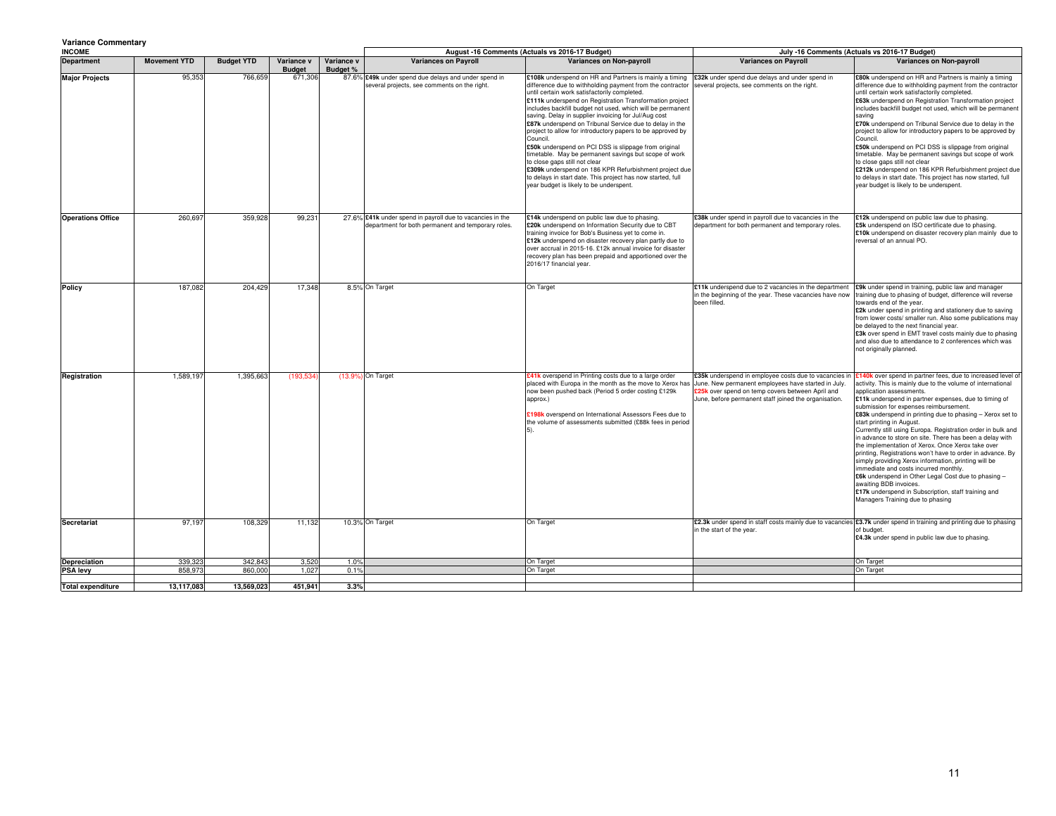**Variance Commentary**

**INCOME**

| Department | Movement YTD | Budget YTD | Variance v Budget | Variance v Budget % | August -16 Comments (Actuals vs 2016-17 Budget) Variances on Payroll | August -16 Comments (Actuals vs 2016-17 Budget) Variances on Non-payroll | July -16 Comments (Actuals vs 2016-17 Budget) Variances on Payroll | July -16 Comments (Actuals vs 2016-17 Budget) Variances on Non-payroll |
|---|---|---|---|---|---|---|---|---|
| **Major Projects** | 95,353 | 766,659 | 671,306 | 87.6% | **£49k** under spend due delays and under spend in several projects, see comments on the right. | **£108k** underspend on HR and Partners is mainly a timing difference due to withholding payment from the contractor until certain work satisfactorily completed. **£111k** underspend on Registration Transformation project includes backfill budget not used, which will be permanent saving. Delay in supplier invoicing for Jul/Aug cost **£87k** underspend on Tribunal Service due to delay in the project to allow for introductory papers to be approved by Council. **£50k** underspend on PCI DSS is slippage from original timetable. May be permanent savings but scope of work to close gaps still not clear **£309k** underspend on 186 KPR Refurbishment project due to delays in start date. This project has now started, full year budget is likely to be underspent. | **£32k** under spend due delays and under spend in several projects, see comments on the right. | **£80k** underspend on HR and Partners is mainly a timing difference due to withholding payment from the contractor until certain work satisfactorily completed. **£63k** underspend on Registration Transformation project includes backfill budget not used, which will be permanent saving **£70k** underspend on Tribunal Service due to delay in the project to allow for introductory papers to be approved by Council. **£50k** underspend on PCI DSS is slippage from original timetable. May be permanent savings but scope of work to close gaps still not clear **£212k** underspend on 186 KPR Refurbishment project due to delays in start date. This project has now started, full year budget is likely to be underspent. |
| **Operations Office** | 260,697 | 359,928 | 99,231 | 27.6% | **£41k** under spend in payroll due to vacancies in the department for both permanent and temporary roles. | **£14k** underspend on public law due to phasing. **£20k** underspend on Information Security due to CBT training invoice for Bob's Business yet to come in. **£12k** underspend on disaster recovery plan partly due to over accrual in 2015-16. £12k annual invoice for disaster recovery plan has been prepaid and apportioned over the 2016/17 financial year. | **£38k** under spend in payroll due to vacancies in the department for both permanent and temporary roles. | **£12k** underspend on public law due to phasing. **£5k** underspend on ISO certificate due to phasing. **£10k** underspend on disaster recovery plan mainly due to reversal of an annual PO. |
| **Policy** | 187,082 | 204,429 | 17,348 | 8.5% | On Target | On Target | **£11k** underspend due to 2 vacancies in the department in the beginning of the year. These vacancies have now been filled. | **£9k** under spend in training, public law and manager training due to phasing of budget, difference will reverse towards end of the year. **£2k** under spend in printing and stationery due to saving from lower costs/ smaller run. Also some publications may be delayed to the next financial year. **£3k** over spend in EMT travel costs mainly due to phasing and also due to attendance to 2 conferences which was not originally planned. |
| **Registration** | 1,589,197 | 1,395,663 | (193,534) | (13.9%) | On Target | **£41k** overspend in Printing costs due to a large order placed with Europa in the month as the move to Xerox has now been pushed back (Period 5 order costing £129k approx.) **£198k** overspend on International Assessors Fees due to the volume of assessments submitted (£88k fees in period 5). | **£35k** underspend in employee costs due to vacancies in June. New permanent employees have started in July. **£25k** over spend on temp covers between April and June, before permanent staff joined the organisation. | **£140k** over spend in partner fees, due to increased level of activity. This is mainly due to the volume of international application assessments. **£11k** underspend in partner expenses, due to timing of submission for expenses reimbursement. **£83k** underspend in printing due to phasing – Xerox set to start printing in August. Currently still using Europa. Registration order in bulk and in advance to store on site. There has been a delay with the implementation of Xerox. Once Xerox take over printing, Registrations won't have to order in advance. By simply providing Xerox information, printing will be immediate and costs incurred monthly. **£6k** underspend in Other Legal Cost due to phasing – awaiting BDB invoices. **£17k** underspend in Subscription, staff training and Managers Training due to phasing |
| **Secretariat** | 97,197 | 108,329 | 11,132 | 10.3% | On Target | On Target | **£2.3k** under spend in staff costs mainly due to vacancies in the start of the year. | **£3.7k** under spend in training and printing due to phasing of budget. **£4.3k** under spend in public law due to phasing. |
| **Depreciation** | 339,323 | 342,843 | 3,520 | 1.0% | | On Target | | On Target |
| **PSA levy** | 858,973 | 860,000 | 1,027 | 0.1% | | On Target | | On Target |
| **Total expenditure** | **13,117,083** | **13,569,023** | **451,941** | **3.3%** | | | | |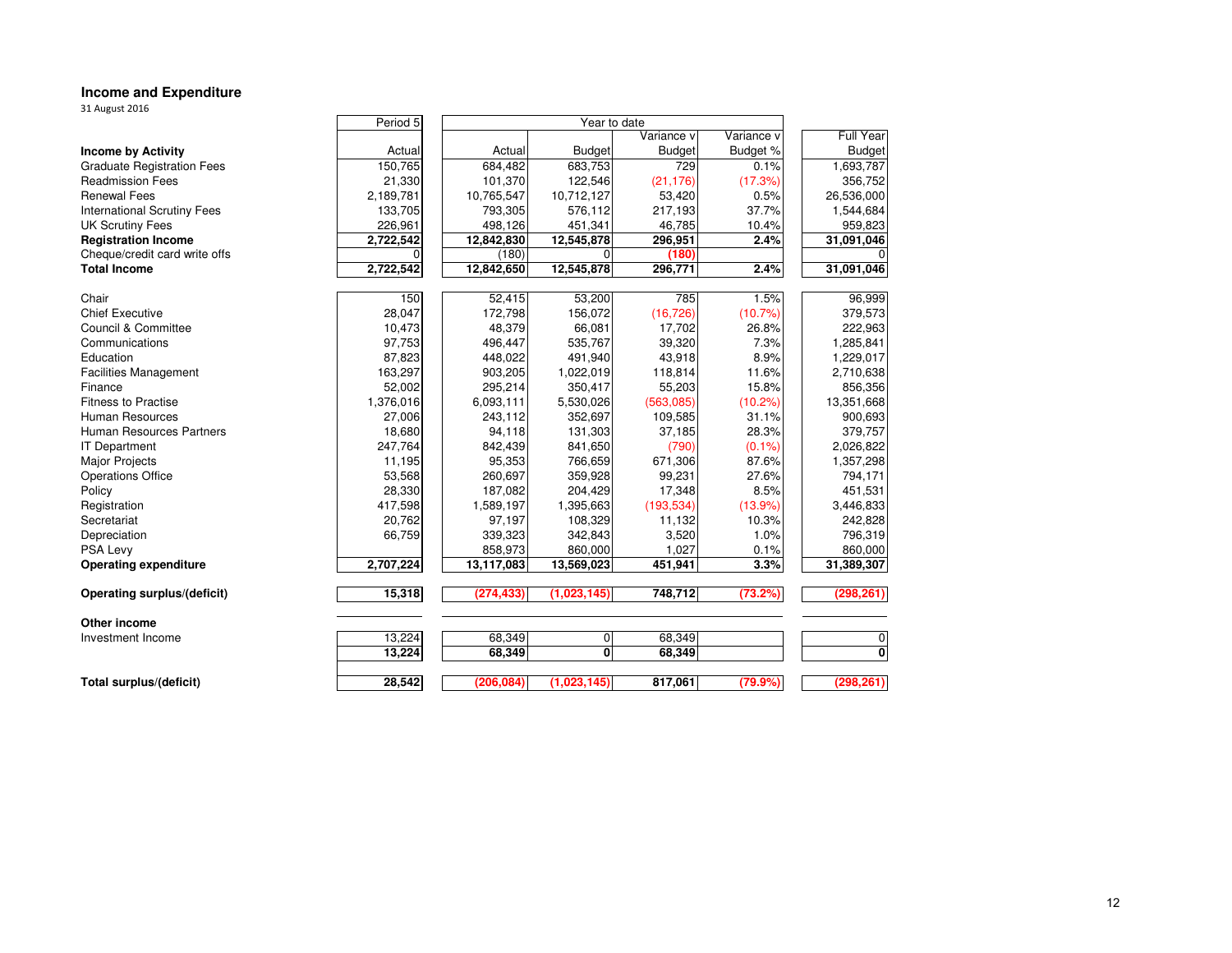## Income and Expenditure

31 August 2016

| | Period 5 | Year to date | | | | |
|---|---|---|---|---|---|---|
| **Income by Activity** | Actual | Actual | Budget | Variance v Budget | Variance v Budget % | Full Year Budget |
| Graduate Registration Fees | 150,765 | 684,482 | 683,753 | 729 | 0.1% | 1,693,787 |
| Readmission Fees | 21,330 | 101,370 | 122,546 | (21,176) | (17.3%) | 356,752 |
| Renewal Fees | 2,189,781 | 10,765,547 | 10,712,127 | 53,420 | 0.5% | 26,536,000 |
| International Scrutiny Fees | 133,705 | 793,305 | 576,112 | 217,193 | 37.7% | 1,544,684 |
| UK Scrutiny Fees | 226,961 | 498,126 | 451,341 | 46,785 | 10.4% | 959,823 |
| **Registration Income** | **2,722,542** | **12,842,830** | **12,545,878** | **296,951** | **2.4%** | **31,091,046** |
| Cheque/credit card write offs | 0 | (180) | 0 | **(180)** | | 0 |
| **Total Income** | **2,722,542** | **12,842,650** | **12,545,878** | **296,771** | **2.4%** | **31,091,046** |
| | | | | | | |
| Chair | 150 | 52,415 | 53,200 | 785 | 1.5% | 96,999 |
| Chief Executive | 28,047 | 172,798 | 156,072 | (16,726) | (10.7%) | 379,573 |
| Council & Committee | 10,473 | 48,379 | 66,081 | 17,702 | 26.8% | 222,963 |
| Communications | 97,753 | 496,447 | 535,767 | 39,320 | 7.3% | 1,285,841 |
| Education | 87,823 | 448,022 | 491,940 | 43,918 | 8.9% | 1,229,017 |
| Facilities Management | 163,297 | 903,205 | 1,022,019 | 118,814 | 11.6% | 2,710,638 |
| Finance | 52,002 | 295,214 | 350,417 | 55,203 | 15.8% | 856,356 |
| Fitness to Practise | 1,376,016 | 6,093,111 | 5,530,026 | (563,085) | (10.2%) | 13,351,668 |
| Human Resources | 27,006 | 243,112 | 352,697 | 109,585 | 31.1% | 900,693 |
| Human Resources Partners | 18,680 | 94,118 | 131,303 | 37,185 | 28.3% | 379,757 |
| IT Department | 247,764 | 842,439 | 841,650 | (790) | (0.1%) | 2,026,822 |
| Major Projects | 11,195 | 95,353 | 766,659 | 671,306 | 87.6% | 1,357,298 |
| Operations Office | 53,568 | 260,697 | 359,928 | 99,231 | 27.6% | 794,171 |
| Policy | 28,330 | 187,082 | 204,429 | 17,348 | 8.5% | 451,531 |
| Registration | 417,598 | 1,589,197 | 1,395,663 | (193,534) | (13.9%) | 3,446,833 |
| Secretariat | 20,762 | 97,197 | 108,329 | 11,132 | 10.3% | 242,828 |
| Depreciation | 66,759 | 339,323 | 342,843 | 3,520 | 1.0% | 796,319 |
| PSA Levy | | 858,973 | 860,000 | 1,027 | 0.1% | 860,000 |
| **Operating expenditure** | **2,707,224** | **13,117,083** | **13,569,023** | **451,941** | **3.3%** | **31,389,307** |
| | | | | | | |
| **Operating surplus/(deficit)** | **15,318** | **(274,433)** | **(1,023,145)** | **748,712** | **(73.2%)** | **(298,261)** |
| | | | | | | |
| **Other income** | | | | | | |
| Investment Income | 13,224 | 68,349 | 0 | 68,349 | | 0 |
| | **13,224** | **68,349** | **0** | **68,349** | | **0** |
| | | | | | | |
| **Total surplus/(deficit)** | **28,542** | **(206,084)** | **(1,023,145)** | **817,061** | **(79.9%)** | **(298,261)** |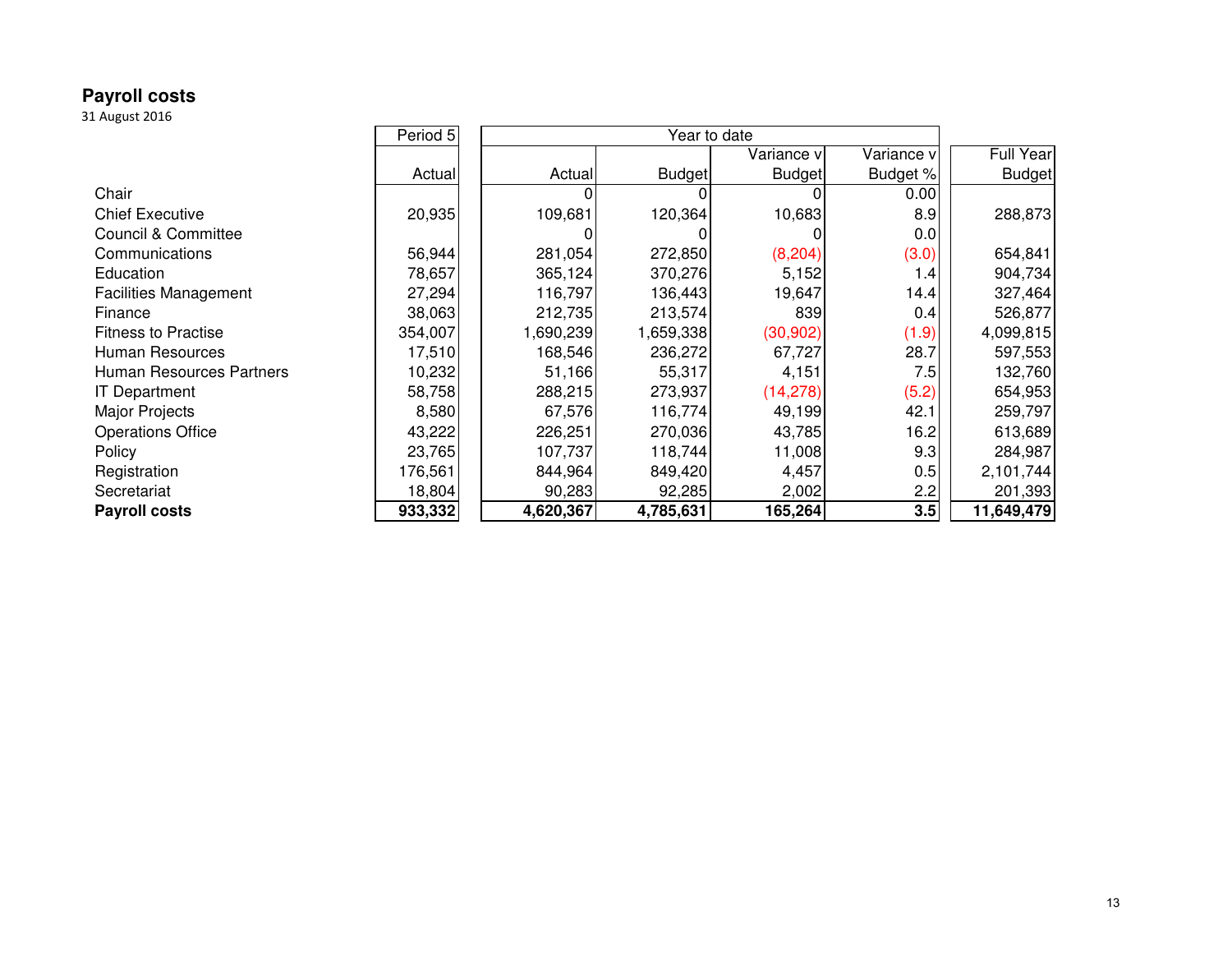## Payroll costs

31 August 2016

| | Period 5 | Year to date | | | | Full Year |
|---|---|---|---|---|---|---|
| | Actual | Actual | Budget | Variance v Budget | Variance v Budget % | Budget |
| Chair | | 0 | 0 | 0 | 0.00 | |
| Chief Executive | 20,935 | 109,681 | 120,364 | 10,683 | 8.9 | 288,873 |
| Council & Committee | | 0 | 0 | 0 | 0.0 | |
| Communications | 56,944 | 281,054 | 272,850 | (8,204) | (3.0) | 654,841 |
| Education | 78,657 | 365,124 | 370,276 | 5,152 | 1.4 | 904,734 |
| Facilities Management | 27,294 | 116,797 | 136,443 | 19,647 | 14.4 | 327,464 |
| Finance | 38,063 | 212,735 | 213,574 | 839 | 0.4 | 526,877 |
| Fitness to Practise | 354,007 | 1,690,239 | 1,659,338 | (30,902) | (1.9) | 4,099,815 |
| Human Resources | 17,510 | 168,546 | 236,272 | 67,727 | 28.7 | 597,553 |
| Human Resources Partners | 10,232 | 51,166 | 55,317 | 4,151 | 7.5 | 132,760 |
| IT Department | 58,758 | 288,215 | 273,937 | (14,278) | (5.2) | 654,953 |
| Major Projects | 8,580 | 67,576 | 116,774 | 49,199 | 42.1 | 259,797 |
| Operations Office | 43,222 | 226,251 | 270,036 | 43,785 | 16.2 | 613,689 |
| Policy | 23,765 | 107,737 | 118,744 | 11,008 | 9.3 | 284,987 |
| Registration | 176,561 | 844,964 | 849,420 | 4,457 | 0.5 | 2,101,744 |
| Secretariat | 18,804 | 90,283 | 92,285 | 2,002 | 2.2 | 201,393 |
| **Payroll costs** | **933,332** | **4,620,367** | **4,785,631** | **165,264** | **3.5** | **11,649,479** |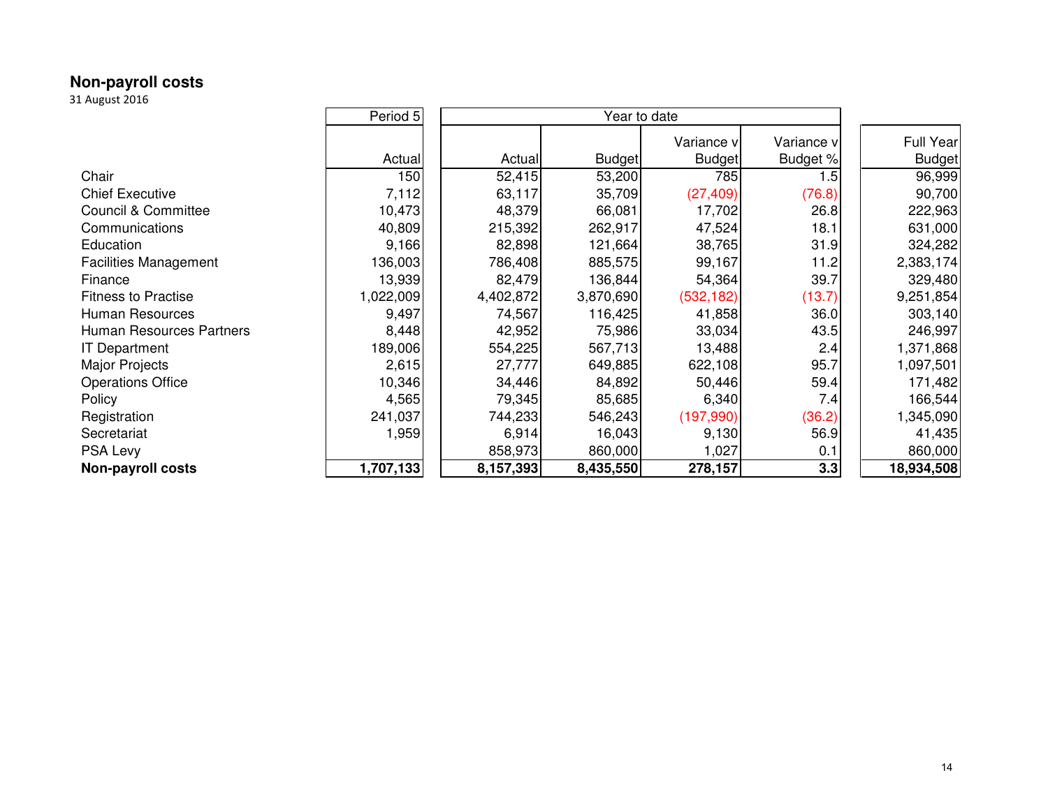## Non-payroll costs

31 August 2016

| | Period 5 | Year to date | | | | |
|---|---|---|---|---|---|---|
| | Actual | Actual | Budget | Variance v Budget | Variance v Budget % | Full Year Budget |
| Chair | 150 | 52,415 | 53,200 | 785 | 1.5 | 96,999 |
| Chief Executive | 7,112 | 63,117 | 35,709 | (27,409) | (76.8) | 90,700 |
| Council & Committee | 10,473 | 48,379 | 66,081 | 17,702 | 26.8 | 222,963 |
| Communications | 40,809 | 215,392 | 262,917 | 47,524 | 18.1 | 631,000 |
| Education | 9,166 | 82,898 | 121,664 | 38,765 | 31.9 | 324,282 |
| Facilities Management | 136,003 | 786,408 | 885,575 | 99,167 | 11.2 | 2,383,174 |
| Finance | 13,939 | 82,479 | 136,844 | 54,364 | 39.7 | 329,480 |
| Fitness to Practise | 1,022,009 | 4,402,872 | 3,870,690 | (532,182) | (13.7) | 9,251,854 |
| Human Resources | 9,497 | 74,567 | 116,425 | 41,858 | 36.0 | 303,140 |
| Human Resources Partners | 8,448 | 42,952 | 75,986 | 33,034 | 43.5 | 246,997 |
| IT Department | 189,006 | 554,225 | 567,713 | 13,488 | 2.4 | 1,371,868 |
| Major Projects | 2,615 | 27,777 | 649,885 | 622,108 | 95.7 | 1,097,501 |
| Operations Office | 10,346 | 34,446 | 84,892 | 50,446 | 59.4 | 171,482 |
| Policy | 4,565 | 79,345 | 85,685 | 6,340 | 7.4 | 166,544 |
| Registration | 241,037 | 744,233 | 546,243 | (197,990) | (36.2) | 1,345,090 |
| Secretariat | 1,959 | 6,914 | 16,043 | 9,130 | 56.9 | 41,435 |
| PSA Levy | | 858,973 | 860,000 | 1,027 | 0.1 | 860,000 |
| **Non-payroll costs** | **1,707,133** | **8,157,393** | **8,435,550** | **278,157** | **3.3** | **18,934,508** |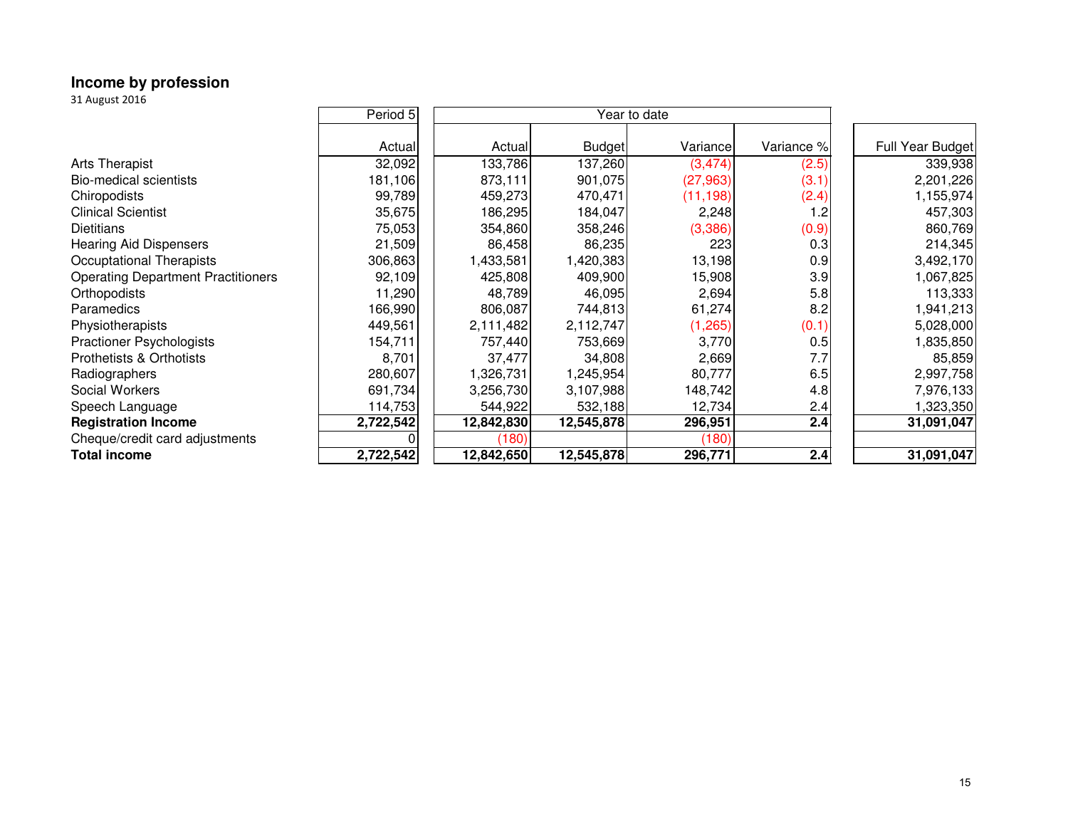## Income by profession

31 August 2016

| | Period 5 | Year to date | | | | |
|---|---|---|---|---|---|---|
| | Actual | Actual | Budget | Variance | Variance % | Full Year Budget |
| Arts Therapist | 32,092 | 133,786 | 137,260 | (3,474) | (2.5) | 339,938 |
| Bio-medical scientists | 181,106 | 873,111 | 901,075 | (27,963) | (3.1) | 2,201,226 |
| Chiropodists | 99,789 | 459,273 | 470,471 | (11,198) | (2.4) | 1,155,974 |
| Clinical Scientist | 35,675 | 186,295 | 184,047 | 2,248 | 1.2 | 457,303 |
| Dietitians | 75,053 | 354,860 | 358,246 | (3,386) | (0.9) | 860,769 |
| Hearing Aid Dispensers | 21,509 | 86,458 | 86,235 | 223 | 0.3 | 214,345 |
| Occuptational Therapists | 306,863 | 1,433,581 | 1,420,383 | 13,198 | 0.9 | 3,492,170 |
| Operating Department Practitioners | 92,109 | 425,808 | 409,900 | 15,908 | 3.9 | 1,067,825 |
| Orthopodists | 11,290 | 48,789 | 46,095 | 2,694 | 5.8 | 113,333 |
| Paramedics | 166,990 | 806,087 | 744,813 | 61,274 | 8.2 | 1,941,213 |
| Physiotherapists | 449,561 | 2,111,482 | 2,112,747 | (1,265) | (0.1) | 5,028,000 |
| Practioner Psychologists | 154,711 | 757,440 | 753,669 | 3,770 | 0.5 | 1,835,850 |
| Prothetists & Orthotists | 8,701 | 37,477 | 34,808 | 2,669 | 7.7 | 85,859 |
| Radiographers | 280,607 | 1,326,731 | 1,245,954 | 80,777 | 6.5 | 2,997,758 |
| Social Workers | 691,734 | 3,256,730 | 3,107,988 | 148,742 | 4.8 | 7,976,133 |
| Speech Language | 114,753 | 544,922 | 532,188 | 12,734 | 2.4 | 1,323,350 |
| **Registration Income** | **2,722,542** | **12,842,830** | **12,545,878** | **296,951** | **2.4** | **31,091,047** |
| Cheque/credit card adjustments | 0 | (180) | | (180) | | |
| **Total income** | **2,722,542** | **12,842,650** | **12,545,878** | **296,771** | **2.4** | **31,091,047** |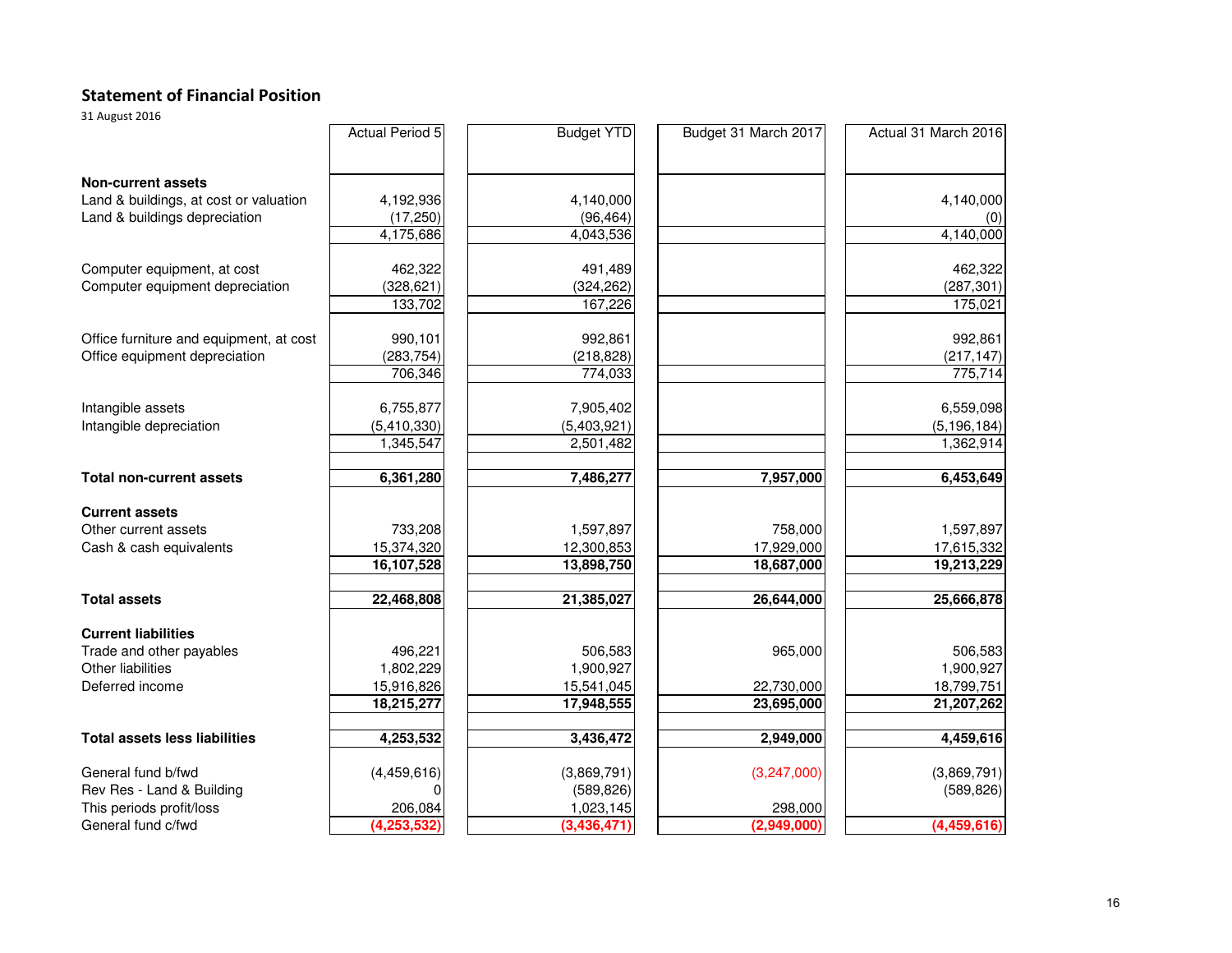## Statement of Financial Position

31 August 2016

| | Actual Period 5 | Budget YTD | Budget 31 March 2017 | Actual 31 March 2016 |
|---|---|---|---|---|
| **Non-current assets** | | | | |
| Land & buildings, at cost or valuation | 4,192,936 | 4,140,000 | | 4,140,000 |
| Land & buildings depreciation | (17,250) | (96,464) | | (0) |
| | 4,175,686 | 4,043,536 | | 4,140,000 |
| Computer equipment, at cost | 462,322 | 491,489 | | 462,322 |
| Computer equipment depreciation | (328,621) | (324,262) | | (287,301) |
| | 133,702 | 167,226 | | 175,021 |
| Office furniture and equipment, at cost | 990,101 | 992,861 | | 992,861 |
| Office equipment depreciation | (283,754) | (218,828) | | (217,147) |
| | 706,346 | 774,033 | | 775,714 |
| Intangible assets | 6,755,877 | 7,905,402 | | 6,559,098 |
| Intangible depreciation | (5,410,330) | (5,403,921) | | (5,196,184) |
| | 1,345,547 | 2,501,482 | | 1,362,914 |
| **Total non-current assets** | **6,361,280** | **7,486,277** | **7,957,000** | **6,453,649** |
| **Current assets** | | | | |
| Other current assets | 733,208 | 1,597,897 | 758,000 | 1,597,897 |
| Cash & cash equivalents | 15,374,320 | 12,300,853 | 17,929,000 | 17,615,332 |
| | **16,107,528** | **13,898,750** | **18,687,000** | **19,213,229** |
| **Total assets** | **22,468,808** | **21,385,027** | **26,644,000** | **25,666,878** |
| **Current liabilities** | | | | |
| Trade and other payables | 496,221 | 506,583 | 965,000 | 506,583 |
| Other liabilities | 1,802,229 | 1,900,927 | | 1,900,927 |
| Deferred income | 15,916,826 | 15,541,045 | 22,730,000 | 18,799,751 |
| | **18,215,277** | **17,948,555** | **23,695,000** | **21,207,262** |
| **Total assets less liabilities** | **4,253,532** | **3,436,472** | **2,949,000** | **4,459,616** |
| General fund b/fwd | (4,459,616) | (3,869,791) | (3,247,000) | (3,869,791) |
| Rev Res - Land & Building | 0 | (589,826) | | (589,826) |
| This periods profit/loss | 206,084 | 1,023,145 | 298,000 | |
| General fund c/fwd | **(4,253,532)** | **(3,436,471)** | **(2,949,000)** | **(4,459,616)** |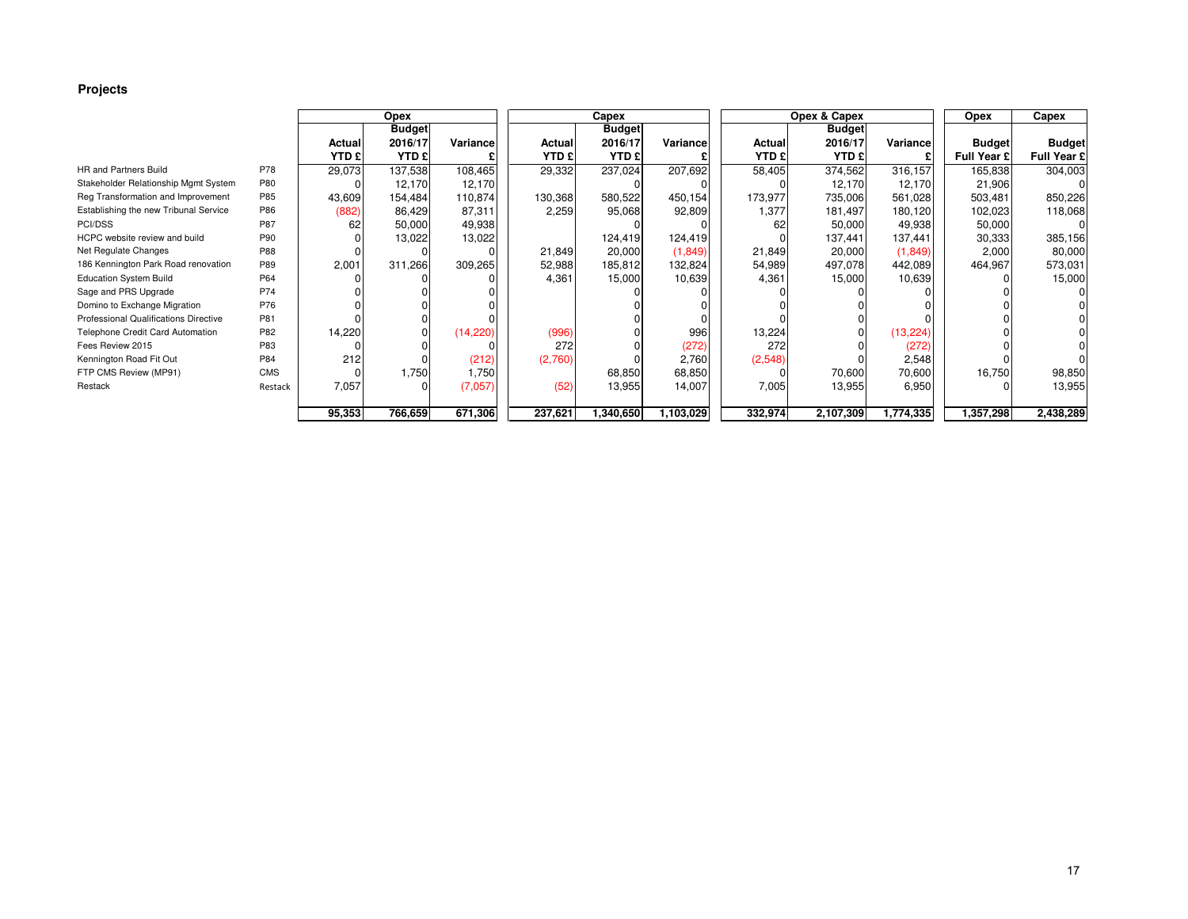## Projects

| | | Opex | | | Capex | | | Opex & Capex | | | Opex | Capex |
|---|---|---|---|---|---|---|---|---|---|---|---|---|
| | | Actual YTD £ | Budget 2016/17 YTD £ | Variance £ | Actual YTD £ | Budget 2016/17 YTD £ | Variance £ | Actual YTD £ | Budget 2016/17 YTD £ | Variance £ | Budget Full Year £ | Budget Full Year £ |
| HR and Partners Build | P78 | 29,073 | 137,538 | 108,465 | 29,332 | 237,024 | 207,692 | 58,405 | 374,562 | 316,157 | 165,838 | 304,003 |
| Stakeholder Relationship Mgmt System | P80 | 0 | 12,170 | 12,170 | | 0 | 0 | 0 | 12,170 | 12,170 | 21,906 | 0 |
| Reg Transformation and Improvement | P85 | 43,609 | 154,484 | 110,874 | 130,368 | 580,522 | 450,154 | 173,977 | 735,006 | 561,028 | 503,481 | 850,226 |
| Establishing the new Tribunal Service | P86 | (882) | 86,429 | 87,311 | 2,259 | 95,068 | 92,809 | 1,377 | 181,497 | 180,120 | 102,023 | 118,068 |
| PCI/DSS | P87 | 62 | 50,000 | 49,938 | | 0 | 0 | 62 | 50,000 | 49,938 | 50,000 | 0 |
| HCPC website review and build | P90 | 0 | 13,022 | 13,022 | | 124,419 | 124,419 | 0 | 137,441 | 137,441 | 30,333 | 385,156 |
| Net Regulate Changes | P88 | 0 | 0 | 0 | 21,849 | 20,000 | (1,849) | 21,849 | 20,000 | (1,849) | 2,000 | 80,000 |
| 186 Kennington Park Road renovation | P89 | 2,001 | 311,266 | 309,265 | 52,988 | 185,812 | 132,824 | 54,989 | 497,078 | 442,089 | 464,967 | 573,031 |
| Education System Build | P64 | 0 | 0 | 0 | 4,361 | 15,000 | 10,639 | 4,361 | 15,000 | 10,639 | 0 | 15,000 |
| Sage and PRS Upgrade | P74 | 0 | 0 | 0 | | 0 | 0 | 0 | 0 | 0 | 0 | 0 |
| Domino to Exchange Migration | P76 | 0 | 0 | 0 | | 0 | 0 | 0 | 0 | 0 | 0 | 0 |
| Professional Qualifications Directive | P81 | 0 | 0 | 0 | | 0 | 0 | 0 | 0 | 0 | 0 | 0 |
| Telephone Credit Card Automation | P82 | 14,220 | 0 | (14,220) | (996) | 0 | 996 | 13,224 | 0 | (13,224) | 0 | 0 |
| Fees Review 2015 | P83 | 0 | 0 | 0 | 272 | 0 | (272) | 272 | 0 | (272) | 0 | 0 |
| Kennington Road Fit Out | P84 | 212 | 0 | (212) | (2,760) | 0 | 2,760 | (2,548) | 0 | 2,548 | 0 | 0 |
| FTP CMS Review (MP91) | CMS | 0 | 1,750 | 1,750 | | 68,850 | 68,850 | 0 | 70,600 | 70,600 | 16,750 | 98,850 |
| Restack | Restack | 7,057 | 0 | (7,057) | (52) | 13,955 | 14,007 | 7,005 | 13,955 | 6,950 | 0 | 13,955 |
| | | **95,353** | **766,659** | **671,306** | **237,621** | **1,340,650** | **1,103,029** | **332,974** | **2,107,309** | **1,774,335** | **1,357,298** | **2,438,289** |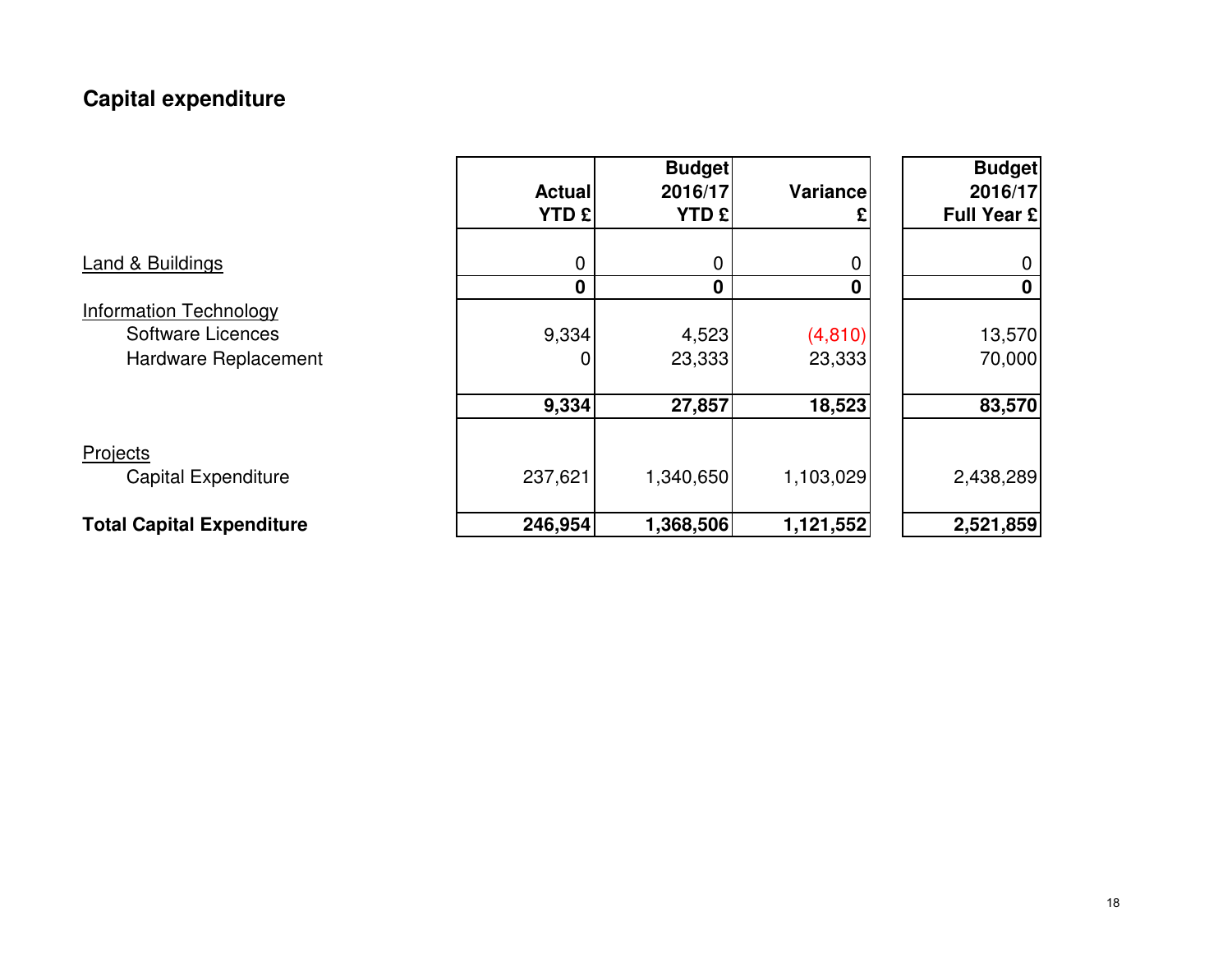## Capital expenditure

| | Actual YTD £ | Budget 2016/17 YTD £ | Variance £ | Budget 2016/17 Full Year £ |
|---|---|---|---|---|
| Land & Buildings | 0 | 0 | 0 | 0 |
| | **0** | **0** | **0** | **0** |
| Information Technology | | | | |
| Software Licences | 9,334 | 4,523 | (4,810) | 13,570 |
| Hardware Replacement | 0 | 23,333 | 23,333 | 70,000 |
| | **9,334** | **27,857** | **18,523** | **83,570** |
| Projects | | | | |
| Capital Expenditure | 237,621 | 1,340,650 | 1,103,029 | 2,438,289 |
| **Total Capital Expenditure** | **246,954** | **1,368,506** | **1,121,552** | **2,521,859** |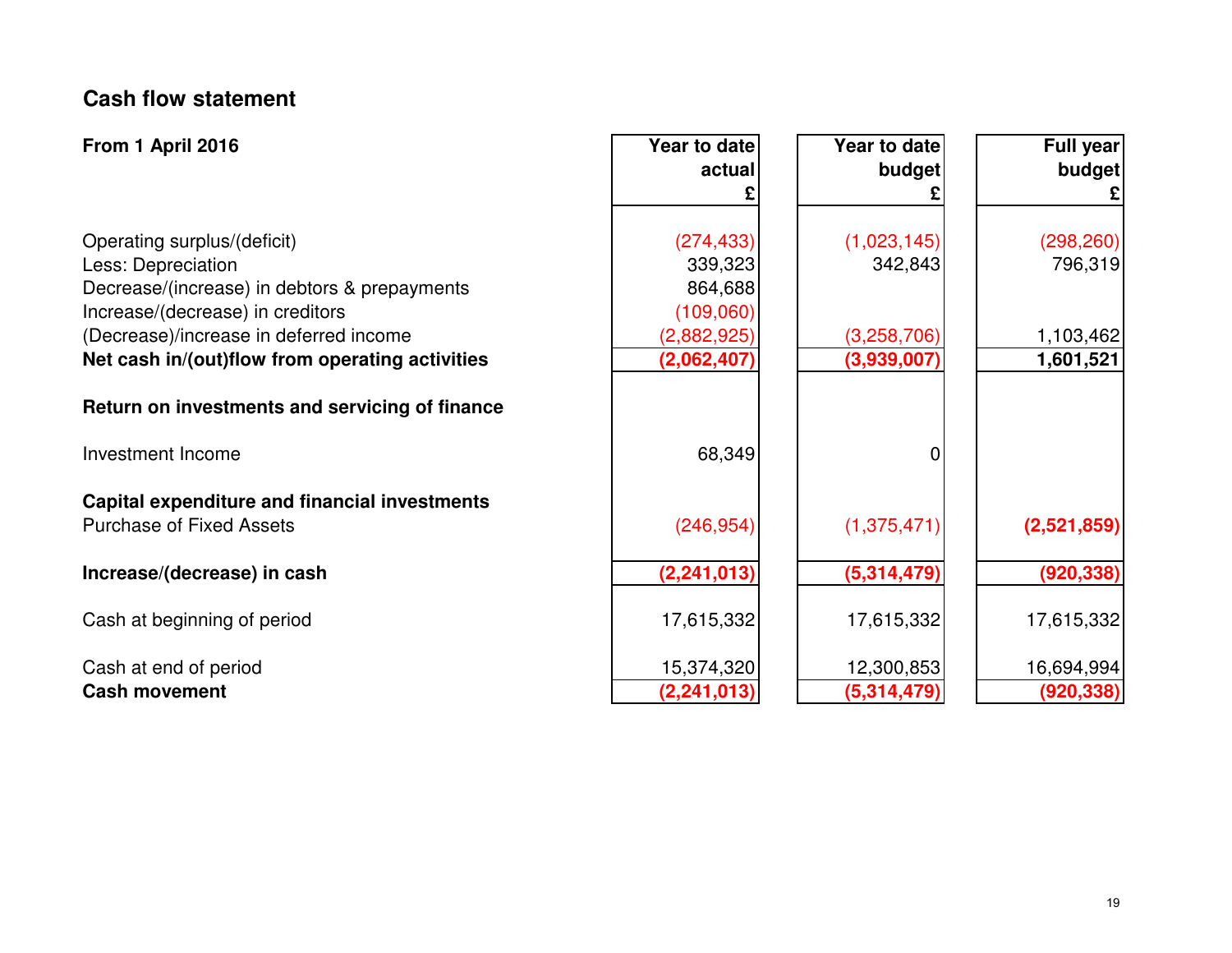## Cash flow statement

| From 1 April 2016 | Year to date actual £ | Year to date budget £ | Full year budget £ |
|---|---|---|---|
| Operating surplus/(deficit) | (274,433) | (1,023,145) | (298,260) |
| Less: Depreciation | 339,323 | 342,843 | 796,319 |
| Decrease/(increase) in debtors & prepayments | 864,688 | | |
| Increase/(decrease) in creditors | (109,060) | | |
| (Decrease)/increase in deferred income | (2,882,925) | (3,258,706) | 1,103,462 |
| **Net cash in/(out)flow from operating activities** | **(2,062,407)** | **(3,939,007)** | **1,601,521** |
| **Return on investments and servicing of finance** | | | |
| Investment Income | 68,349 | 0 | |
| **Capital expenditure and financial investments** | | | |
| Purchase of Fixed Assets | (246,954) | (1,375,471) | **(2,521,859)** |
| **Increase/(decrease) in cash** | **(2,241,013)** | **(5,314,479)** | **(920,338)** |
| Cash at beginning of period | 17,615,332 | 17,615,332 | 17,615,332 |
| Cash at end of period | 15,374,320 | 12,300,853 | 16,694,994 |
| **Cash movement** | **(2,241,013)** | **(5,314,479)** | **(920,338)** |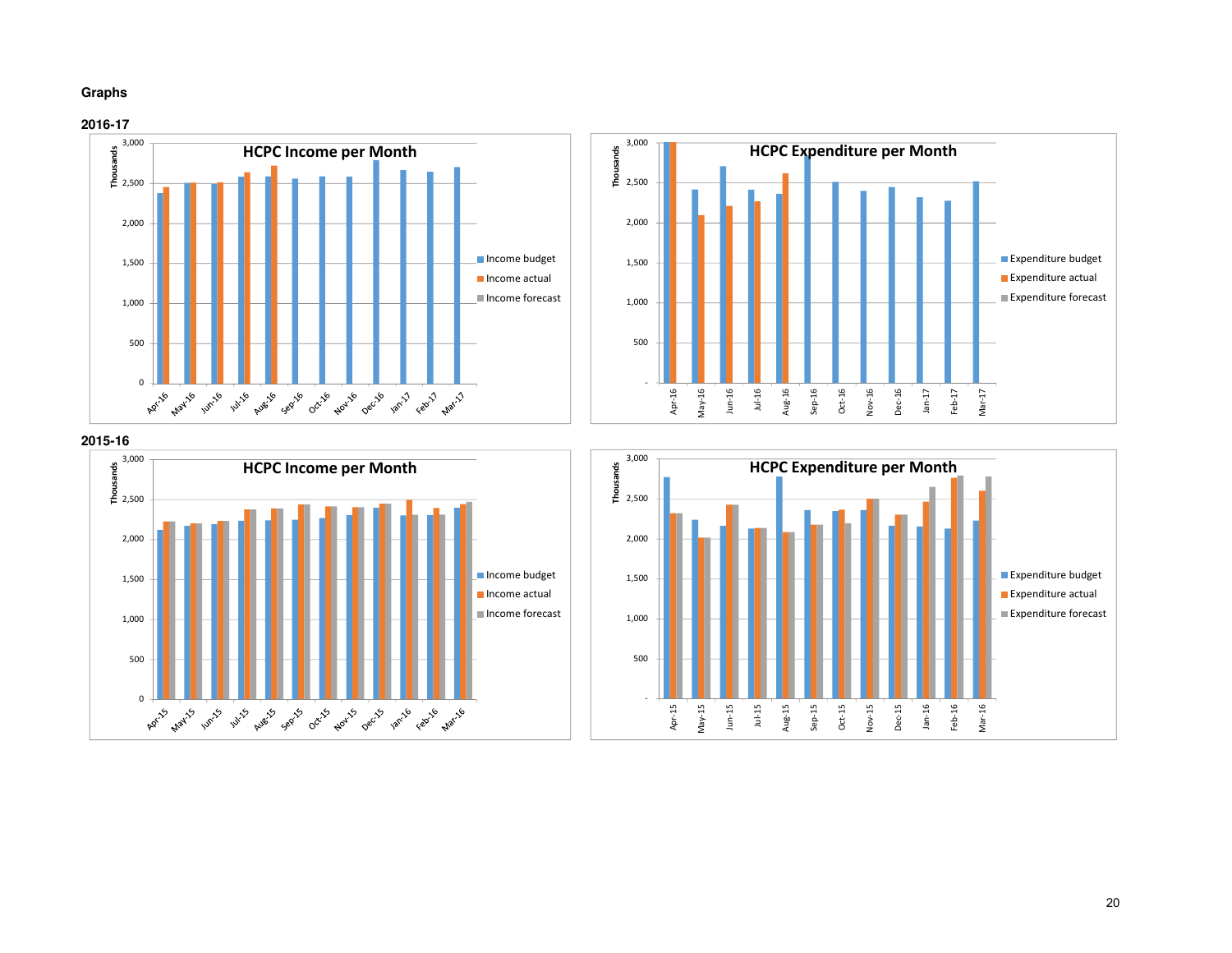# Graphs

## 2016-17

**HCPC Income per Month**

Thousands

3,000
2,500
2,000
1,500
1,000
500
0

Apr-16, May-16, Jun-16, Jul-16, Aug-16, Sep-16, Oct-16, Nov-16, Dec-16, Jan-17, Feb-17, Mar-17

Income budget
Income actual
Income forecast

**HCPC Expenditure per Month**

Thousands

3,000
2,500
2,000
1,500
1,000
500
-

Apr-16, May-16, Jun-16, Jul-16, Aug-16, Sep-16, Oct-16, Nov-16, Dec-16, Jan-17, Feb-17, Mar-17

Expenditure budget
Expenditure actual
Expenditure forecast

## 2015-16

**HCPC Income per Month**

Thousands

3,000
2,500
2,000
1,500
1,000
500
0

Apr-15, May-15, Jun-15, Jul-15, Aug-15, Sep-15, Oct-15, Nov-15, Dec-15, Jan-16, Feb-16, Mar-16

Income budget
Income actual
Income forecast

**HCPC Expenditure per Month**

Thousands

3,000
2,500
2,000
1,500
1,000
500
-

Apr-15, May-15, Jun-15, Jul-15, Aug-15, Sep-15, Oct-15, Nov-15, Dec-15, Jan-16, Feb-16, Mar-16

Expenditure budget
Expenditure actual
Expenditure forecast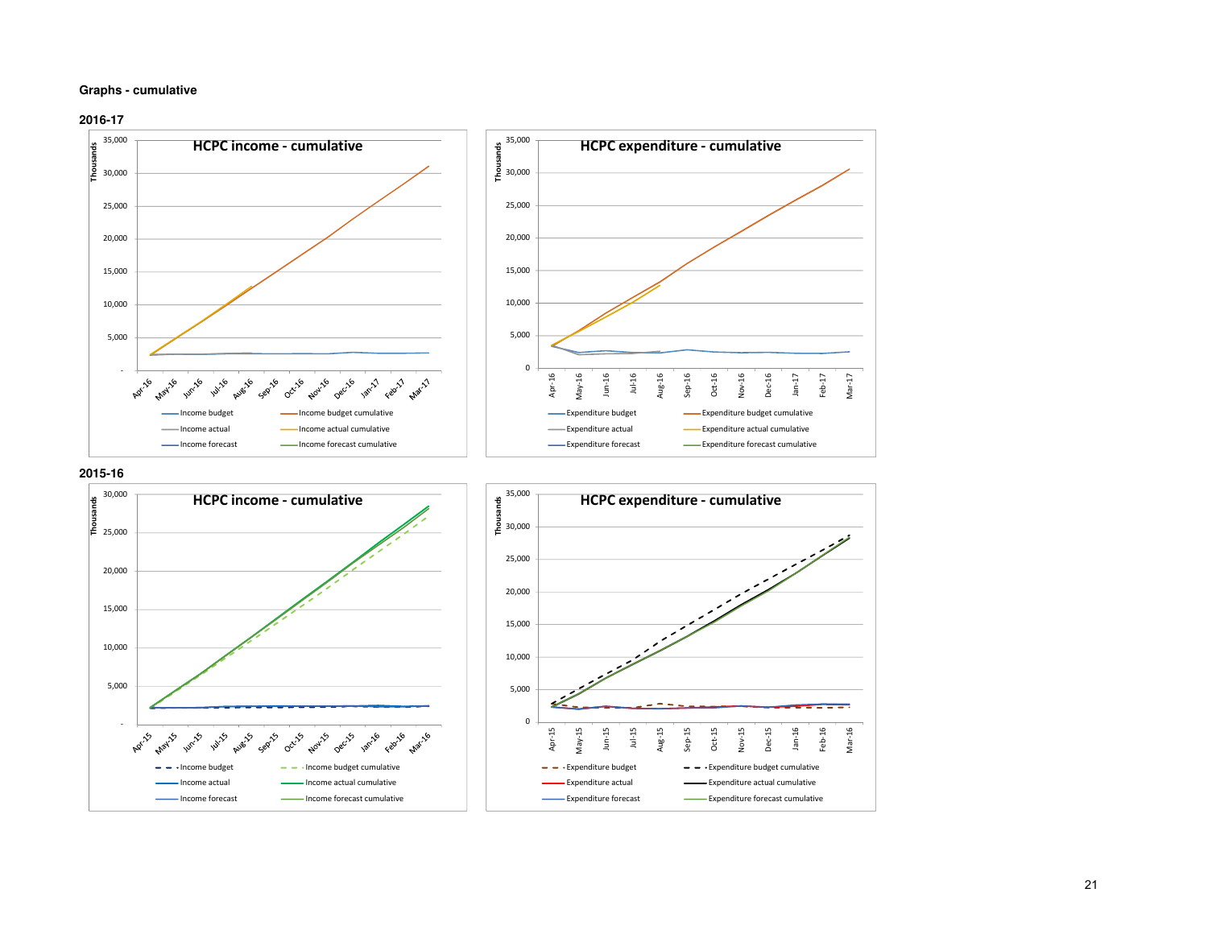**Graphs - cumulative**

**2016-17**

HCPC income - cumulative

Thousands

35,000
30,000
25,000
20,000
15,000
10,000
5,000
-

Apr-16 May-16 Jun-16 Jul-16 Aug-16 Sep-16 Oct-16 Nov-16 Dec-16 Jan-17 Feb-17 Mar-17

Income budget
Income budget cumulative
Income actual
Income actual cumulative
Income forecast
Income forecast cumulative

HCPC expenditure - cumulative

Thousands

35,000
30,000
25,000
20,000
15,000
10,000
5,000
0

Apr-16 May-16 Jun-16 Jul-16 Aug-16 Sep-16 Oct-16 Nov-16 Dec-16 Jan-17 Feb-17 Mar-17

Expenditure budget
Expenditure budget cumulative
Expenditure actual
Expenditure actual cumulative
Expenditure forecast
Expenditure forecast cumulative

**2015-16**

HCPC income - cumulative

Thousands

30,000
25,000
20,000
15,000
10,000
5,000
-

Apr-15 May-15 Jun-15 Jul-15 Aug-15 Sep-15 Oct-15 Nov-15 Dec-15 Jan-16 Feb-16 Mar-16

Income budget
Income budget cumulative
Income actual
Income actual cumulative
Income forecast
Income forecast cumulative

HCPC expenditure - cumulative

Thousands

35,000
30,000
25,000
20,000
15,000
10,000
5,000
0

Apr-15 May-15 Jun-15 Jul-15 Aug-15 Sep-15 Oct-15 Nov-15 Dec-15 Jan-16 Feb-16 Mar-16

Expenditure budget
Expenditure budget cumulative
Expenditure actual
Expenditure actual cumulative
Expenditure forecast
Expenditure forecast cumulative